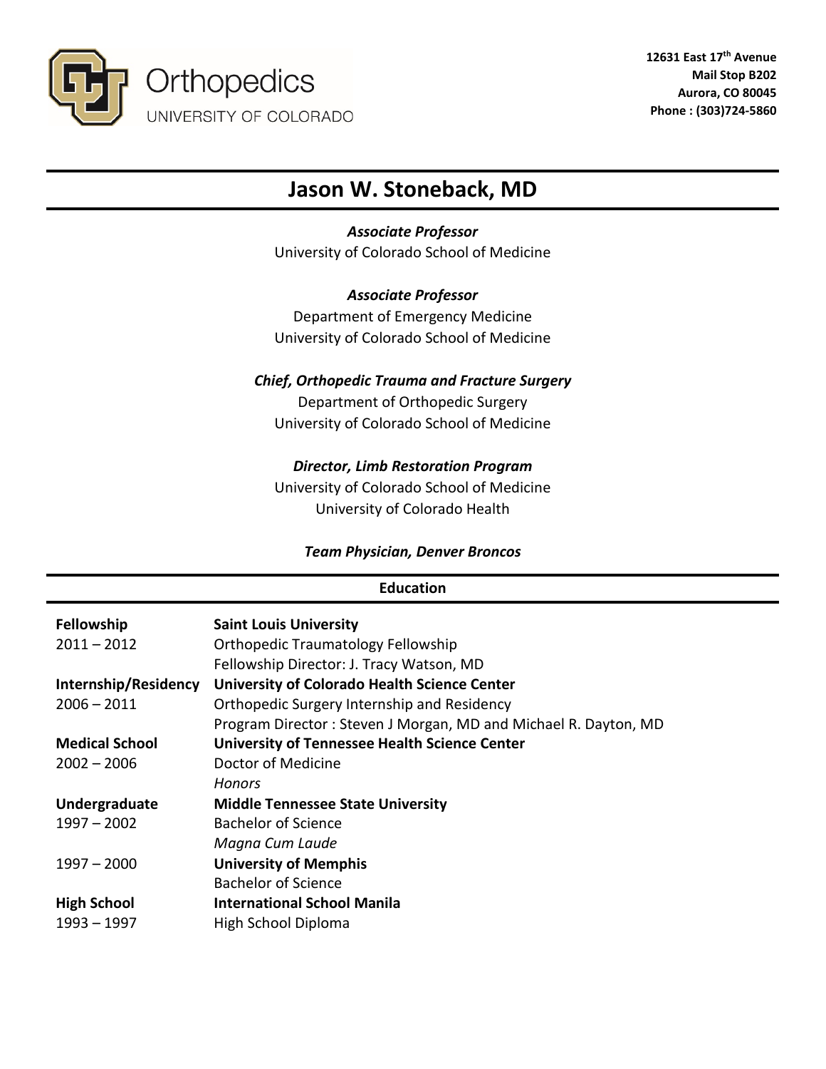Orthopedics
UNIVERSITY OF COLORADO

**12631 East 17th Avenue**
**Mail Stop B202**
**Aurora, CO 80045**
**Phone : (303)724-5860**

# Jason W. Stoneback, MD

***Associate Professor***
University of Colorado School of Medicine

***Associate Professor***
Department of Emergency Medicine
University of Colorado School of Medicine

***Chief, Orthopedic Trauma and Fracture Surgery***
Department of Orthopedic Surgery
University of Colorado School of Medicine

***Director, Limb Restoration Program***
University of Colorado School of Medicine
University of Colorado Health

***Team Physician, Denver Broncos***

## Education

**Fellowship**
2011 – 2012
**Saint Louis University**
Orthopedic Traumatology Fellowship
Fellowship Director: J. Tracy Watson, MD

**Internship/Residency**
2006 – 2011
**University of Colorado Health Science Center**
Orthopedic Surgery Internship and Residency
Program Director : Steven J Morgan, MD and Michael R. Dayton, MD

**Medical School**
2002 – 2006
**University of Tennessee Health Science Center**
Doctor of Medicine
*Honors*

**Undergraduate**
1997 – 2002
**Middle Tennessee State University**
Bachelor of Science
*Magna Cum Laude*

1997 – 2000
**University of Memphis**
Bachelor of Science

**High School**
1993 – 1997
**International School Manila**
High School Diploma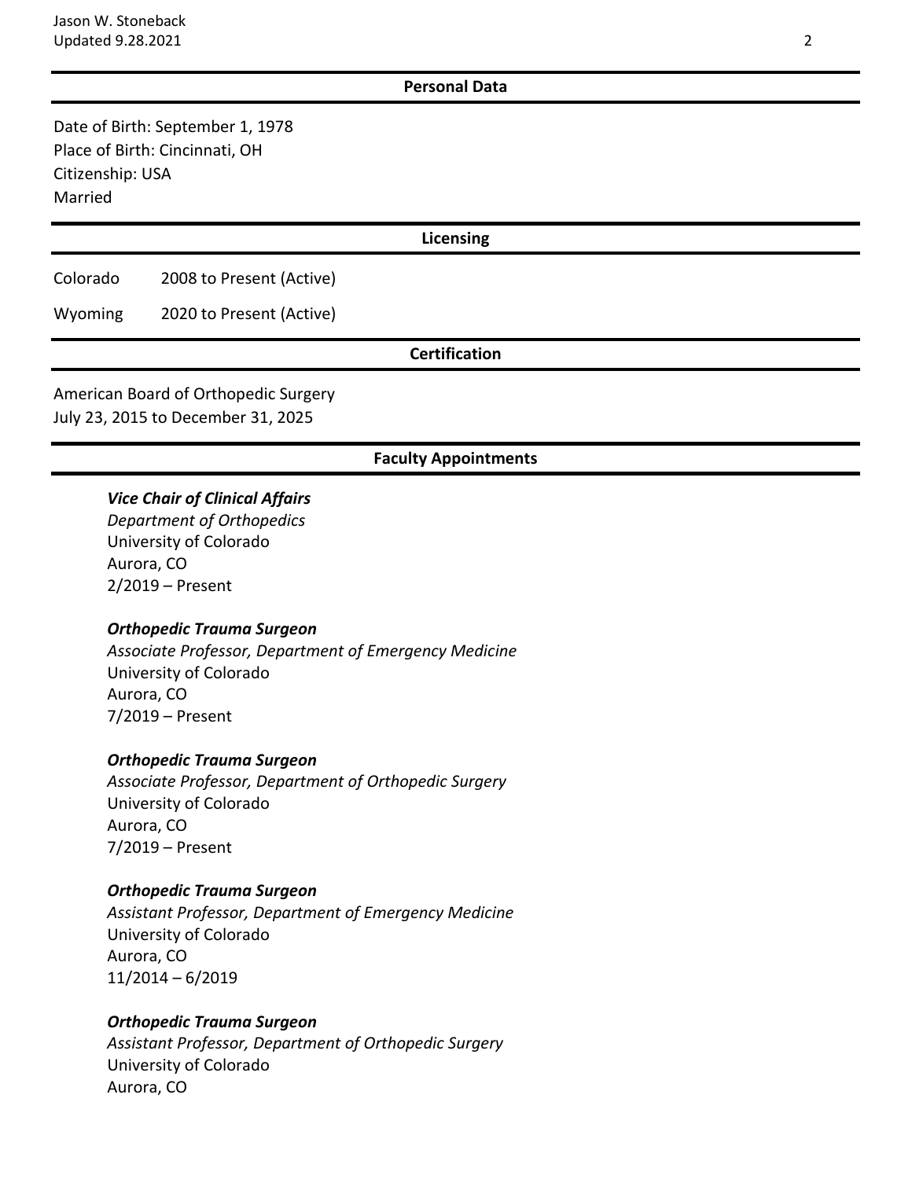## Personal Data

Date of Birth: September 1, 1978
Place of Birth: Cincinnati, OH
Citizenship: USA
Married

## Licensing

Colorado 2008 to Present (Active)

Wyoming 2020 to Present (Active)

## Certification

American Board of Orthopedic Surgery
July 23, 2015 to December 31, 2025

## Faculty Appointments

***Vice Chair of Clinical Affairs***
*Department of Orthopedics*
University of Colorado
Aurora, CO
2/2019 – Present

***Orthopedic Trauma Surgeon***
*Associate Professor, Department of Emergency Medicine*
University of Colorado
Aurora, CO
7/2019 – Present

***Orthopedic Trauma Surgeon***
*Associate Professor, Department of Orthopedic Surgery*
University of Colorado
Aurora, CO
7/2019 – Present

***Orthopedic Trauma Surgeon***
*Assistant Professor, Department of Emergency Medicine*
University of Colorado
Aurora, CO
11/2014 – 6/2019

***Orthopedic Trauma Surgeon***
*Assistant Professor, Department of Orthopedic Surgery*
University of Colorado
Aurora, CO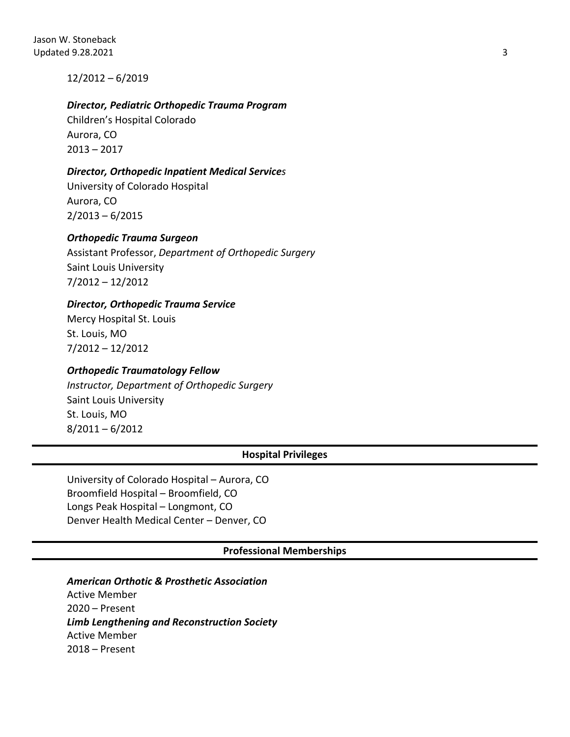12/2012 – 6/2019

***Director, Pediatric Orthopedic Trauma Program***
Children's Hospital Colorado
Aurora, CO
2013 – 2017

***Director, Orthopedic Inpatient Medical Services***
University of Colorado Hospital
Aurora, CO
2/2013 – 6/2015

***Orthopedic Trauma Surgeon***
Assistant Professor, *Department of Orthopedic Surgery*
Saint Louis University
7/2012 – 12/2012

***Director, Orthopedic Trauma Service***
Mercy Hospital St. Louis
St. Louis, MO
7/2012 – 12/2012

***Orthopedic Traumatology Fellow***
*Instructor, Department of Orthopedic Surgery*
Saint Louis University
St. Louis, MO
8/2011 – 6/2012

## Hospital Privileges

University of Colorado Hospital – Aurora, CO
Broomfield Hospital – Broomfield, CO
Longs Peak Hospital – Longmont, CO
Denver Health Medical Center – Denver, CO

## Professional Memberships

***American Orthotic & Prosthetic Association***
Active Member
2020 – Present
***Limb Lengthening and Reconstruction Society***
Active Member
2018 – Present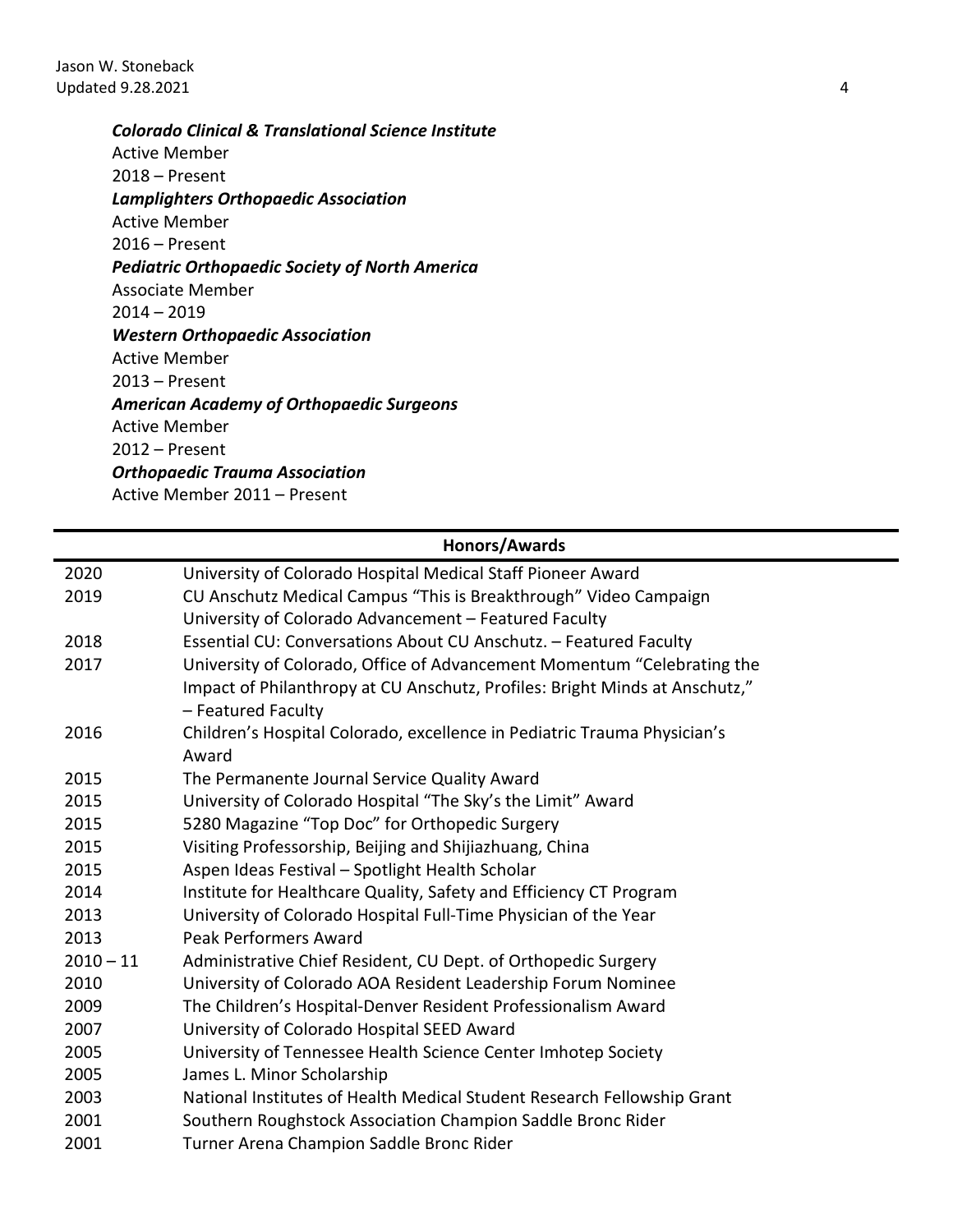***Colorado Clinical & Translational Science Institute***
Active Member
2018 – Present

***Lamplighters Orthopaedic Association***
Active Member
2016 – Present

***Pediatric Orthopaedic Society of North America***
Associate Member
2014 – 2019

***Western Orthopaedic Association***
Active Member
2013 – Present

***American Academy of Orthopaedic Surgeons***
Active Member
2012 – Present

***Orthopaedic Trauma Association***
Active Member 2011 – Present

## Honors/Awards

| | |
|---|---|
| 2020 | University of Colorado Hospital Medical Staff Pioneer Award |
| 2019 | CU Anschutz Medical Campus "This is Breakthrough" Video Campaign<br>University of Colorado Advancement – Featured Faculty |
| 2018 | Essential CU: Conversations About CU Anschutz. – Featured Faculty |
| 2017 | University of Colorado, Office of Advancement Momentum "Celebrating the Impact of Philanthropy at CU Anschutz, Profiles: Bright Minds at Anschutz," – Featured Faculty |
| 2016 | Children's Hospital Colorado, excellence in Pediatric Trauma Physician's Award |
| 2015 | The Permanente Journal Service Quality Award |
| 2015 | University of Colorado Hospital "The Sky's the Limit" Award |
| 2015 | 5280 Magazine "Top Doc" for Orthopedic Surgery |
| 2015 | Visiting Professorship, Beijing and Shijiazhuang, China |
| 2015 | Aspen Ideas Festival – Spotlight Health Scholar |
| 2014 | Institute for Healthcare Quality, Safety and Efficiency CT Program |
| 2013 | University of Colorado Hospital Full-Time Physician of the Year |
| 2013 | Peak Performers Award |
| 2010 – 11 | Administrative Chief Resident, CU Dept. of Orthopedic Surgery |
| 2010 | University of Colorado AOA Resident Leadership Forum Nominee |
| 2009 | The Children's Hospital-Denver Resident Professionalism Award |
| 2007 | University of Colorado Hospital SEED Award |
| 2005 | University of Tennessee Health Science Center Imhotep Society |
| 2005 | James L. Minor Scholarship |
| 2003 | National Institutes of Health Medical Student Research Fellowship Grant |
| 2001 | Southern Roughstock Association Champion Saddle Bronc Rider |
| 2001 | Turner Arena Champion Saddle Bronc Rider |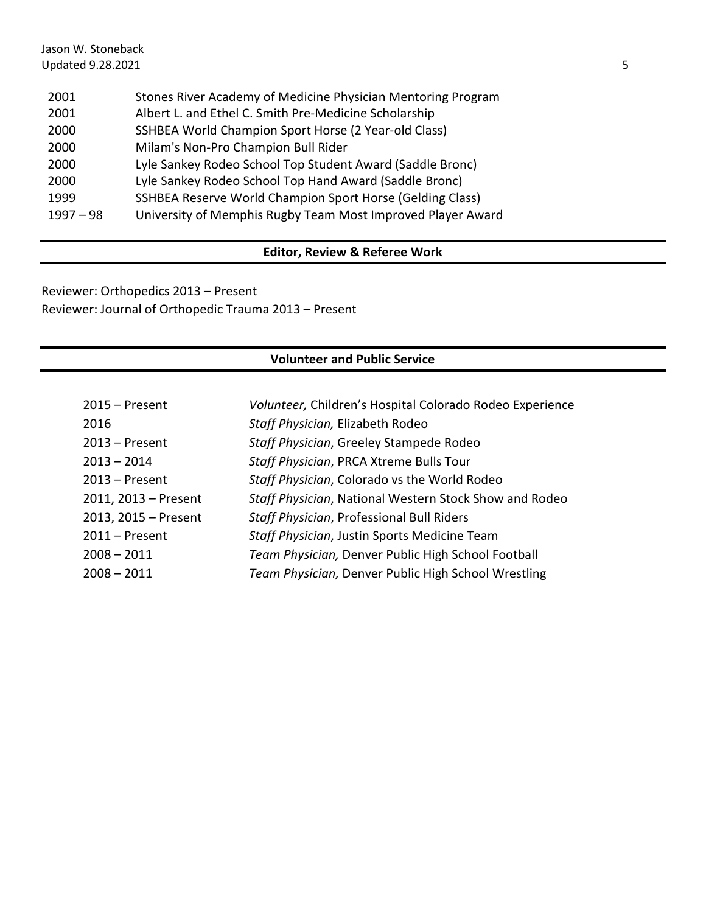| | |
|---|---|
| 2001 | Stones River Academy of Medicine Physician Mentoring Program |
| 2001 | Albert L. and Ethel C. Smith Pre-Medicine Scholarship |
| 2000 | SSHBEA World Champion Sport Horse (2 Year-old Class) |
| 2000 | Milam's Non-Pro Champion Bull Rider |
| 2000 | Lyle Sankey Rodeo School Top Student Award (Saddle Bronc) |
| 2000 | Lyle Sankey Rodeo School Top Hand Award (Saddle Bronc) |
| 1999 | SSHBEA Reserve World Champion Sport Horse (Gelding Class) |
| 1997 – 98 | University of Memphis Rugby Team Most Improved Player Award |

## Editor, Review & Referee Work

Reviewer: Orthopedics 2013 – Present
Reviewer: Journal of Orthopedic Trauma 2013 – Present

## Volunteer and Public Service

| | |
|---|---|
| 2015 – Present | *Volunteer,* Children's Hospital Colorado Rodeo Experience |
| 2016 | *Staff Physician,* Elizabeth Rodeo |
| 2013 – Present | *Staff Physician*, Greeley Stampede Rodeo |
| 2013 – 2014 | *Staff Physician*, PRCA Xtreme Bulls Tour |
| 2013 – Present | *Staff Physician*, Colorado vs the World Rodeo |
| 2011, 2013 – Present | *Staff Physician*, National Western Stock Show and Rodeo |
| 2013, 2015 – Present | *Staff Physician*, Professional Bull Riders |
| 2011 – Present | *Staff Physician*, Justin Sports Medicine Team |
| 2008 – 2011 | *Team Physician,* Denver Public High School Football |
| 2008 – 2011 | *Team Physician,* Denver Public High School Wrestling |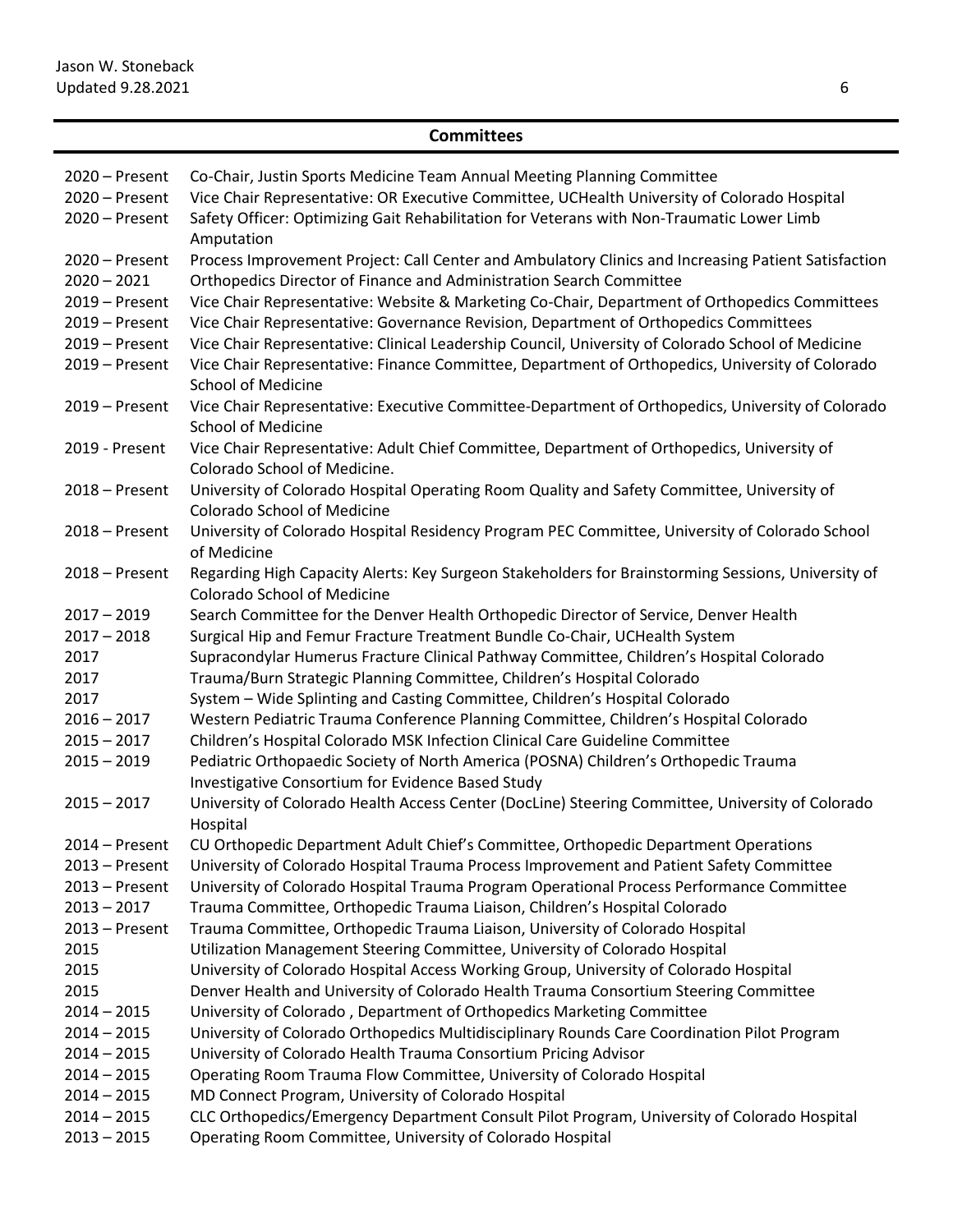## Committees

| | |
|---|---|
| 2020 – Present | Co-Chair, Justin Sports Medicine Team Annual Meeting Planning Committee |
| 2020 – Present | Vice Chair Representative: OR Executive Committee, UCHealth University of Colorado Hospital |
| 2020 – Present | Safety Officer: Optimizing Gait Rehabilitation for Veterans with Non-Traumatic Lower Limb Amputation |
| 2020 – Present | Process Improvement Project: Call Center and Ambulatory Clinics and Increasing Patient Satisfaction |
| 2020 – 2021 | Orthopedics Director of Finance and Administration Search Committee |
| 2019 – Present | Vice Chair Representative: Website & Marketing Co-Chair, Department of Orthopedics Committees |
| 2019 – Present | Vice Chair Representative: Governance Revision, Department of Orthopedics Committees |
| 2019 – Present | Vice Chair Representative: Clinical Leadership Council, University of Colorado School of Medicine |
| 2019 – Present | Vice Chair Representative: Finance Committee, Department of Orthopedics, University of Colorado School of Medicine |
| 2019 – Present | Vice Chair Representative: Executive Committee-Department of Orthopedics, University of Colorado School of Medicine |
| 2019 - Present | Vice Chair Representative: Adult Chief Committee, Department of Orthopedics, University of Colorado School of Medicine. |
| 2018 – Present | University of Colorado Hospital Operating Room Quality and Safety Committee, University of Colorado School of Medicine |
| 2018 – Present | University of Colorado Hospital Residency Program PEC Committee, University of Colorado School of Medicine |
| 2018 – Present | Regarding High Capacity Alerts: Key Surgeon Stakeholders for Brainstorming Sessions, University of Colorado School of Medicine |
| 2017 – 2019 | Search Committee for the Denver Health Orthopedic Director of Service, Denver Health |
| 2017 – 2018 | Surgical Hip and Femur Fracture Treatment Bundle Co-Chair, UCHealth System |
| 2017 | Supracondylar Humerus Fracture Clinical Pathway Committee, Children's Hospital Colorado |
| 2017 | Trauma/Burn Strategic Planning Committee, Children's Hospital Colorado |
| 2017 | System – Wide Splinting and Casting Committee, Children's Hospital Colorado |
| 2016 – 2017 | Western Pediatric Trauma Conference Planning Committee, Children's Hospital Colorado |
| 2015 – 2017 | Children's Hospital Colorado MSK Infection Clinical Care Guideline Committee |
| 2015 – 2019 | Pediatric Orthopaedic Society of North America (POSNA) Children's Orthopedic Trauma Investigative Consortium for Evidence Based Study |
| 2015 – 2017 | University of Colorado Health Access Center (DocLine) Steering Committee, University of Colorado Hospital |
| 2014 – Present | CU Orthopedic Department Adult Chief's Committee, Orthopedic Department Operations |
| 2013 – Present | University of Colorado Hospital Trauma Process Improvement and Patient Safety Committee |
| 2013 – Present | University of Colorado Hospital Trauma Program Operational Process Performance Committee |
| 2013 – 2017 | Trauma Committee, Orthopedic Trauma Liaison, Children's Hospital Colorado |
| 2013 – Present | Trauma Committee, Orthopedic Trauma Liaison, University of Colorado Hospital |
| 2015 | Utilization Management Steering Committee, University of Colorado Hospital |
| 2015 | University of Colorado Hospital Access Working Group, University of Colorado Hospital |
| 2015 | Denver Health and University of Colorado Health Trauma Consortium Steering Committee |
| 2014 – 2015 | University of Colorado , Department of Orthopedics Marketing Committee |
| 2014 – 2015 | University of Colorado Orthopedics Multidisciplinary Rounds Care Coordination Pilot Program |
| 2014 – 2015 | University of Colorado Health Trauma Consortium Pricing Advisor |
| 2014 – 2015 | Operating Room Trauma Flow Committee, University of Colorado Hospital |
| 2014 – 2015 | MD Connect Program, University of Colorado Hospital |
| 2014 – 2015 | CLC Orthopedics/Emergency Department Consult Pilot Program, University of Colorado Hospital |
| 2013 – 2015 | Operating Room Committee, University of Colorado Hospital |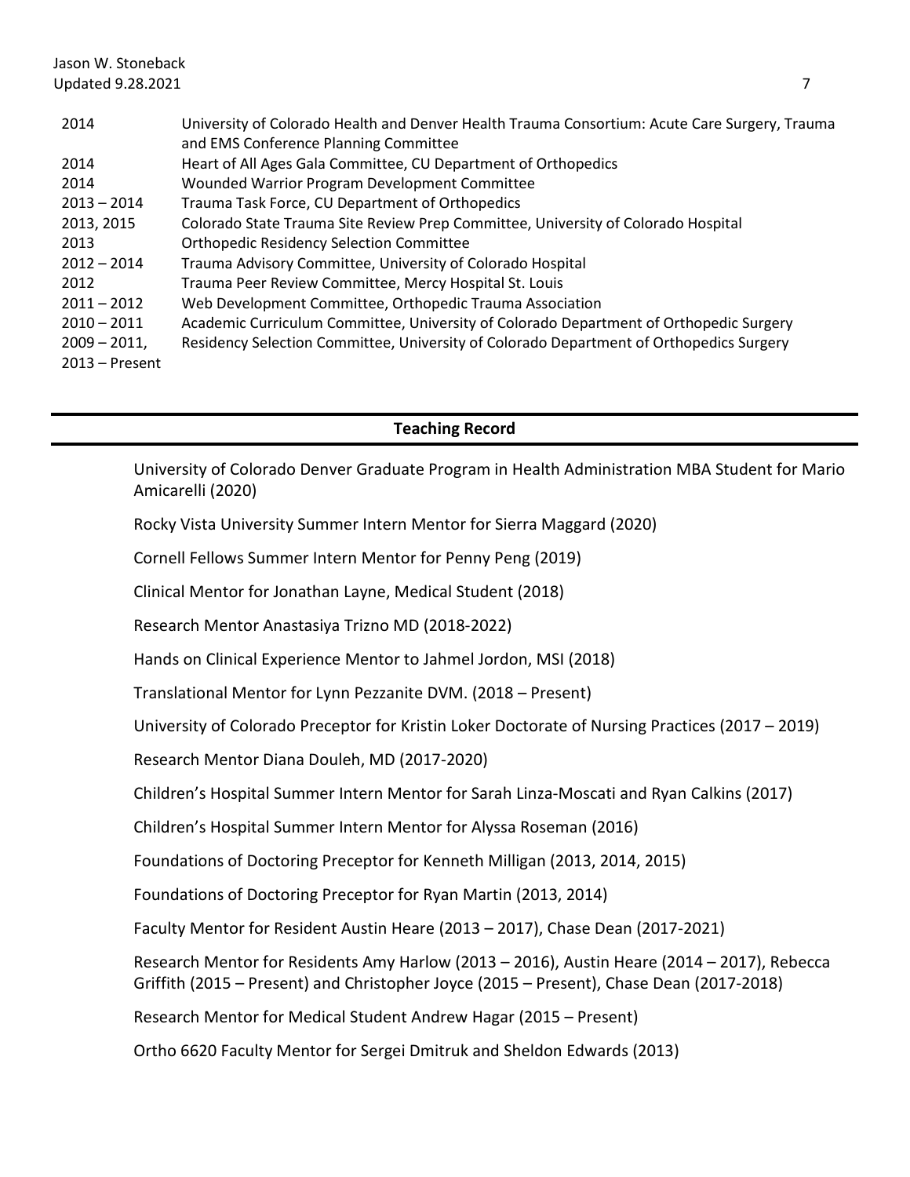| | |
|---|---|
| 2014 | University of Colorado Health and Denver Health Trauma Consortium: Acute Care Surgery, Trauma and EMS Conference Planning Committee |
| 2014 | Heart of All Ages Gala Committee, CU Department of Orthopedics |
| 2014 | Wounded Warrior Program Development Committee |
| 2013 – 2014 | Trauma Task Force, CU Department of Orthopedics |
| 2013, 2015 | Colorado State Trauma Site Review Prep Committee, University of Colorado Hospital |
| 2013 | Orthopedic Residency Selection Committee |
| 2012 – 2014 | Trauma Advisory Committee, University of Colorado Hospital |
| 2012 | Trauma Peer Review Committee, Mercy Hospital St. Louis |
| 2011 – 2012 | Web Development Committee, Orthopedic Trauma Association |
| 2010 – 2011 | Academic Curriculum Committee, University of Colorado Department of Orthopedic Surgery |
| 2009 – 2011, 2013 – Present | Residency Selection Committee, University of Colorado Department of Orthopedics Surgery |

## Teaching Record

University of Colorado Denver Graduate Program in Health Administration MBA Student for Mario Amicarelli (2020)

Rocky Vista University Summer Intern Mentor for Sierra Maggard (2020)

Cornell Fellows Summer Intern Mentor for Penny Peng (2019)

Clinical Mentor for Jonathan Layne, Medical Student (2018)

Research Mentor Anastasiya Trizno MD (2018-2022)

Hands on Clinical Experience Mentor to Jahmel Jordon, MSI (2018)

Translational Mentor for Lynn Pezzanite DVM. (2018 – Present)

University of Colorado Preceptor for Kristin Loker Doctorate of Nursing Practices (2017 – 2019)

Research Mentor Diana Douleh, MD (2017-2020)

Children's Hospital Summer Intern Mentor for Sarah Linza-Moscati and Ryan Calkins (2017)

Children's Hospital Summer Intern Mentor for Alyssa Roseman (2016)

Foundations of Doctoring Preceptor for Kenneth Milligan (2013, 2014, 2015)

Foundations of Doctoring Preceptor for Ryan Martin (2013, 2014)

Faculty Mentor for Resident Austin Heare (2013 – 2017), Chase Dean (2017-2021)

Research Mentor for Residents Amy Harlow (2013 – 2016), Austin Heare (2014 – 2017), Rebecca Griffith (2015 – Present) and Christopher Joyce (2015 – Present), Chase Dean (2017-2018)

Research Mentor for Medical Student Andrew Hagar (2015 – Present)

Ortho 6620 Faculty Mentor for Sergei Dmitruk and Sheldon Edwards (2013)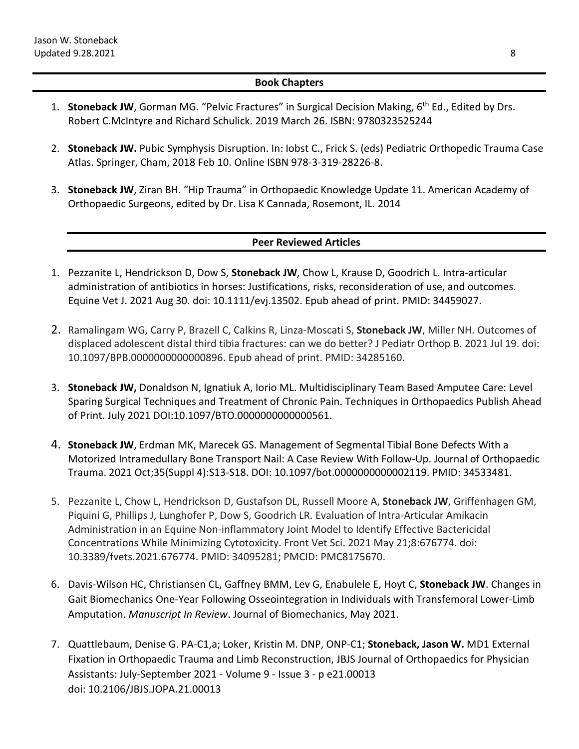## Book Chapters

1. **Stoneback JW**, Gorman MG. "Pelvic Fractures" in Surgical Decision Making, 6th Ed., Edited by Drs. Robert C.McIntyre and Richard Schulick. 2019 March 26. ISBN: 9780323525244

2. **Stoneback JW.** Pubic Symphysis Disruption. In: Iobst C., Frick S. (eds) Pediatric Orthopedic Trauma Case Atlas. Springer, Cham, 2018 Feb 10. Online ISBN 978-3-319-28226-8.

3. **Stoneback JW**, Ziran BH. "Hip Trauma" in Orthopaedic Knowledge Update 11. American Academy of Orthopaedic Surgeons, edited by Dr. Lisa K Cannada, Rosemont, IL. 2014

## Peer Reviewed Articles

1. Pezzanite L, Hendrickson D, Dow S, **Stoneback JW**, Chow L, Krause D, Goodrich L. Intra-articular administration of antibiotics in horses: Justifications, risks, reconsideration of use, and outcomes. Equine Vet J. 2021 Aug 30. doi: 10.1111/evj.13502. Epub ahead of print. PMID: 34459027.

2. Ramalingam WG, Carry P, Brazell C, Calkins R, Linza-Moscati S, **Stoneback JW**, Miller NH. Outcomes of displaced adolescent distal third tibia fractures: can we do better? J Pediatr Orthop B. 2021 Jul 19. doi: 10.1097/BPB.0000000000000896. Epub ahead of print. PMID: 34285160.

3. **Stoneback JW,** Donaldson N, Ignatiuk A, Iorio ML. Multidisciplinary Team Based Amputee Care: Level Sparing Surgical Techniques and Treatment of Chronic Pain. Techniques in Orthopaedics Publish Ahead of Print. July 2021 DOI:10.1097/BTO.0000000000000561.

4. **Stoneback JW**, Erdman MK, Marecek GS. Management of Segmental Tibial Bone Defects With a Motorized Intramedullary Bone Transport Nail: A Case Review With Follow-Up. Journal of Orthopaedic Trauma. 2021 Oct;35(Suppl 4):S13-S18. DOI: 10.1097/bot.0000000000002119. PMID: 34533481.

5. Pezzanite L, Chow L, Hendrickson D, Gustafson DL, Russell Moore A, **Stoneback JW**, Griffenhagen GM, Piquini G, Phillips J, Lunghofer P, Dow S, Goodrich LR. Evaluation of Intra-Articular Amikacin Administration in an Equine Non-inflammatory Joint Model to Identify Effective Bactericidal Concentrations While Minimizing Cytotoxicity. Front Vet Sci. 2021 May 21;8:676774. doi: 10.3389/fvets.2021.676774. PMID: 34095281; PMCID: PMC8175670.

6. Davis-Wilson HC, Christiansen CL, Gaffney BMM, Lev G, Enabulele E, Hoyt C, **Stoneback JW**. Changes in Gait Biomechanics One-Year Following Osseointegration in Individuals with Transfemoral Lower-Limb Amputation. *Manuscript In Review*. Journal of Biomechanics, May 2021.

7. Quattlebaum, Denise G. PA-C1,a; Loker, Kristin M. DNP, ONP-C1; **Stoneback, Jason W.** MD1 External Fixation in Orthopaedic Trauma and Limb Reconstruction, JBJS Journal of Orthopaedics for Physician Assistants: July-September 2021 - Volume 9 - Issue 3 - p e21.00013
doi: 10.2106/JBJS.JOPA.21.00013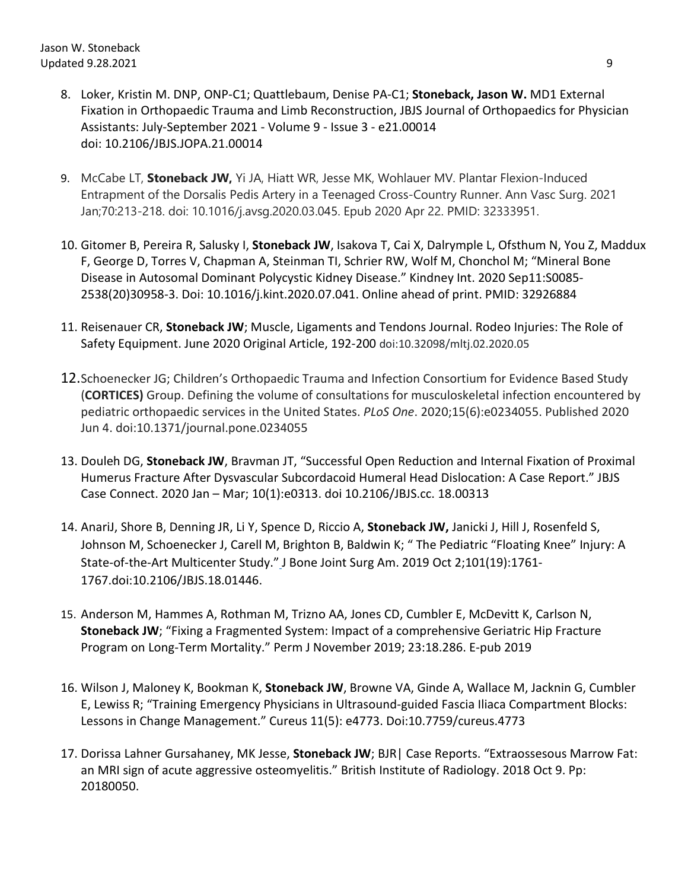8. Loker, Kristin M. DNP, ONP-C1; Quattlebaum, Denise PA-C1; **Stoneback, Jason W.** MD1 External Fixation in Orthopaedic Trauma and Limb Reconstruction, JBJS Journal of Orthopaedics for Physician Assistants: July-September 2021 - Volume 9 - Issue 3 - e21.00014 doi: 10.2106/JBJS.JOPA.21.00014

9. McCabe LT, **Stoneback JW,** Yi JA, Hiatt WR, Jesse MK, Wohlauer MV. Plantar Flexion-Induced Entrapment of the Dorsalis Pedis Artery in a Teenaged Cross-Country Runner. Ann Vasc Surg. 2021 Jan;70:213-218. doi: 10.1016/j.avsg.2020.03.045. Epub 2020 Apr 22. PMID: 32333951.

10. Gitomer B, Pereira R, Salusky I, **Stoneback JW**, Isakova T, Cai X, Dalrymple L, Ofsthum N, You Z, Maddux F, George D, Torres V, Chapman A, Steinman TI, Schrier RW, Wolf M, Chonchol M; "Mineral Bone Disease in Autosomal Dominant Polycystic Kidney Disease." Kindney Int. 2020 Sep11:S0085-2538(20)30958-3. Doi: 10.1016/j.kint.2020.07.041. Online ahead of print. PMID: 32926884

11. Reisenauer CR, **Stoneback JW**; Muscle, Ligaments and Tendons Journal. Rodeo Injuries: The Role of Safety Equipment. June 2020 Original Article, 192-200 doi:10.32098/mltj.02.2020.05

12. Schoenecker JG; Children's Orthopaedic Trauma and Infection Consortium for Evidence Based Study (**CORTICES)** Group. Defining the volume of consultations for musculoskeletal infection encountered by pediatric orthopaedic services in the United States. *PLoS One*. 2020;15(6):e0234055. Published 2020 Jun 4. doi:10.1371/journal.pone.0234055

13. Douleh DG, **Stoneback JW**, Bravman JT, "Successful Open Reduction and Internal Fixation of Proximal Humerus Fracture After Dysvascular Subcordacoid Humeral Head Dislocation: A Case Report." JBJS Case Connect. 2020 Jan – Mar; 10(1):e0313. doi 10.2106/JBJS.cc. 18.00313

14. AnariJ, Shore B, Denning JR, Li Y, Spence D, Riccio A, **Stoneback JW,** Janicki J, Hill J, Rosenfeld S, Johnson M, Schoenecker J, Carell M, Brighton B, Baldwin K; " The Pediatric "Floating Knee" Injury: A State-of-the-Art Multicenter Study." J Bone Joint Surg Am. 2019 Oct 2;101(19):1761-1767.doi:10.2106/JBJS.18.01446.

15. Anderson M, Hammes A, Rothman M, Trizno AA, Jones CD, Cumbler E, McDevitt K, Carlson N, **Stoneback JW**; "Fixing a Fragmented System: Impact of a comprehensive Geriatric Hip Fracture Program on Long-Term Mortality." Perm J November 2019; 23:18.286. E-pub 2019

16. Wilson J, Maloney K, Bookman K, **Stoneback JW**, Browne VA, Ginde A, Wallace M, Jacknin G, Cumbler E, Lewiss R; "Training Emergency Physicians in Ultrasound-guided Fascia Iliaca Compartment Blocks: Lessons in Change Management." Cureus 11(5): e4773. Doi:10.7759/cureus.4773

17. Dorissa Lahner Gursahaney, MK Jesse, **Stoneback JW**; BJR| Case Reports. "Extraossesous Marrow Fat: an MRI sign of acute aggressive osteomyelitis." British Institute of Radiology. 2018 Oct 9. Pp: 20180050.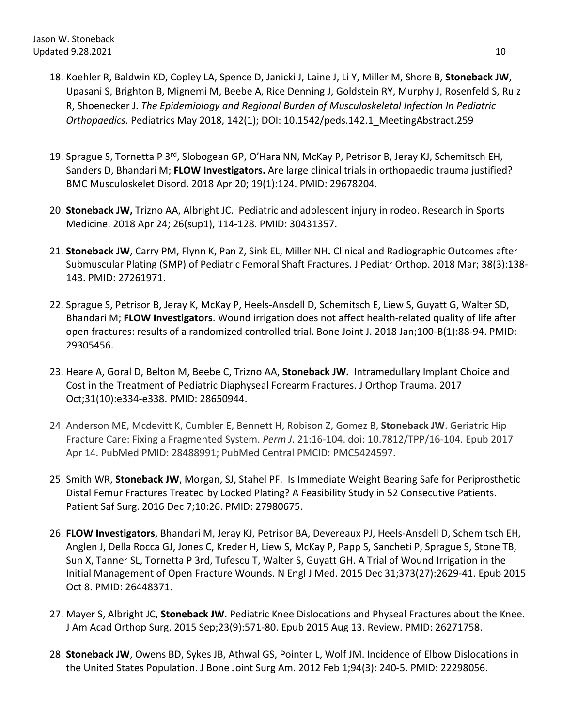18. Koehler R, Baldwin KD, Copley LA, Spence D, Janicki J, Laine J, Li Y, Miller M, Shore B, **Stoneback JW**, Upasani S, Brighton B, Mignemi M, Beebe A, Rice Denning J, Goldstein RY, Murphy J, Rosenfeld S, Ruiz R, Shoenecker J. *The Epidemiology and Regional Burden of Musculoskeletal Infection In Pediatric Orthopaedics.* Pediatrics May 2018, 142(1); DOI: 10.1542/peds.142.1_MeetingAbstract.259

19. Sprague S, Tornetta P 3[rd], Slobogean GP, O'Hara NN, McKay P, Petrisor B, Jeray KJ, Schemitsch EH, Sanders D, Bhandari M; **FLOW Investigators.** Are large clinical trials in orthopaedic trauma justified? BMC Musculoskelet Disord. 2018 Apr 20; 19(1):124. PMID: 29678204.

20. **Stoneback JW,** Trizno AA, Albright JC. Pediatric and adolescent injury in rodeo. Research in Sports Medicine. 2018 Apr 24; 26(sup1), 114-128. PMID: 30431357.

21. **Stoneback JW**, Carry PM, Flynn K, Pan Z, Sink EL, Miller NH**.** Clinical and Radiographic Outcomes after Submuscular Plating (SMP) of Pediatric Femoral Shaft Fractures. J Pediatr Orthop. 2018 Mar; 38(3):138-143. PMID: 27261971.

22. Sprague S, Petrisor B, Jeray K, McKay P, Heels-Ansdell D, Schemitsch E, Liew S, Guyatt G, Walter SD, Bhandari M; **FLOW Investigators**. Wound irrigation does not affect health-related quality of life after open fractures: results of a randomized controlled trial. Bone Joint J. 2018 Jan;100-B(1):88-94. PMID: 29305456.

23. Heare A, Goral D, Belton M, Beebe C, Trizno AA, **Stoneback JW.** Intramedullary Implant Choice and Cost in the Treatment of Pediatric Diaphyseal Forearm Fractures. J Orthop Trauma. 2017 Oct;31(10):e334-e338. PMID: 28650944.

24. Anderson ME, Mcdevitt K, Cumbler E, Bennett H, Robison Z, Gomez B, **Stoneback JW**. Geriatric Hip Fracture Care: Fixing a Fragmented System. *Perm J*. 21:16-104. doi: 10.7812/TPP/16-104. Epub 2017 Apr 14. PubMed PMID: 28488991; PubMed Central PMCID: PMC5424597.

25. Smith WR, **Stoneback JW**, Morgan, SJ, Stahel PF. Is Immediate Weight Bearing Safe for Periprosthetic Distal Femur Fractures Treated by Locked Plating? A Feasibility Study in 52 Consecutive Patients. Patient Saf Surg. 2016 Dec 7;10:26. PMID: 27980675.

26. **FLOW Investigators**, Bhandari M, Jeray KJ, Petrisor BA, Devereaux PJ, Heels-Ansdell D, Schemitsch EH, Anglen J, Della Rocca GJ, Jones C, Kreder H, Liew S, McKay P, Papp S, Sancheti P, Sprague S, Stone TB, Sun X, Tanner SL, Tornetta P 3rd, Tufescu T, Walter S, Guyatt GH. A Trial of Wound Irrigation in the Initial Management of Open Fracture Wounds. N Engl J Med. 2015 Dec 31;373(27):2629-41. Epub 2015 Oct 8. PMID: 26448371.

27. Mayer S, Albright JC, **Stoneback JW**. Pediatric Knee Dislocations and Physeal Fractures about the Knee. J Am Acad Orthop Surg. 2015 Sep;23(9):571-80. Epub 2015 Aug 13. Review. PMID: 26271758.

28. **Stoneback JW**, Owens BD, Sykes JB, Athwal GS, Pointer L, Wolf JM. Incidence of Elbow Dislocations in the United States Population. J Bone Joint Surg Am. 2012 Feb 1;94(3): 240-5. PMID: 22298056.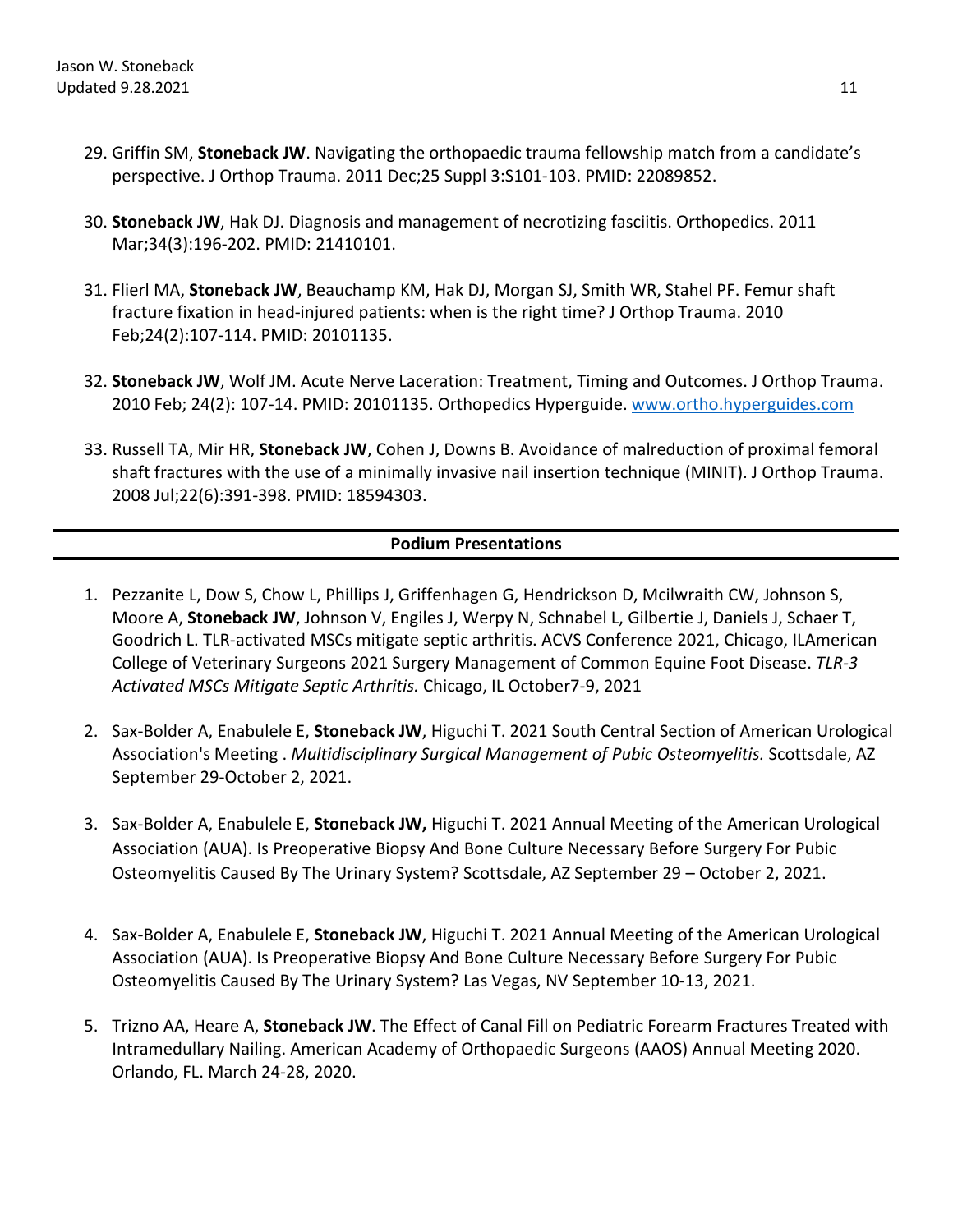29. Griffin SM, **Stoneback JW**. Navigating the orthopaedic trauma fellowship match from a candidate's perspective. J Orthop Trauma. 2011 Dec;25 Suppl 3:S101-103. PMID: 22089852.

30. **Stoneback JW**, Hak DJ. Diagnosis and management of necrotizing fasciitis. Orthopedics. 2011 Mar;34(3):196-202. PMID: 21410101.

31. Flierl MA, **Stoneback JW**, Beauchamp KM, Hak DJ, Morgan SJ, Smith WR, Stahel PF. Femur shaft fracture fixation in head-injured patients: when is the right time? J Orthop Trauma. 2010 Feb;24(2):107-114. PMID: 20101135.

32. **Stoneback JW**, Wolf JM. Acute Nerve Laceration: Treatment, Timing and Outcomes. J Orthop Trauma. 2010 Feb; 24(2): 107-14. PMID: 20101135. Orthopedics Hyperguide. [www.ortho.hyperguides.com](www.ortho.hyperguides.com)

33. Russell TA, Mir HR, **Stoneback JW**, Cohen J, Downs B. Avoidance of malreduction of proximal femoral shaft fractures with the use of a minimally invasive nail insertion technique (MINIT). J Orthop Trauma. 2008 Jul;22(6):391-398. PMID: 18594303.

## Podium Presentations

1. Pezzanite L, Dow S, Chow L, Phillips J, Griffenhagen G, Hendrickson D, Mcilwraith CW, Johnson S, Moore A, **Stoneback JW**, Johnson V, Engiles J, Werpy N, Schnabel L, Gilbertie J, Daniels J, Schaer T, Goodrich L. TLR-activated MSCs mitigate septic arthritis. ACVS Conference 2021, Chicago, ILAmerican College of Veterinary Surgeons 2021 Surgery Management of Common Equine Foot Disease. *TLR-3 Activated MSCs Mitigate Septic Arthritis.* Chicago, IL October7-9, 2021

2. Sax-Bolder A, Enabulele E, **Stoneback JW**, Higuchi T. 2021 South Central Section of American Urological Association's Meeting . *Multidisciplinary Surgical Management of Pubic Osteomyelitis.* Scottsdale, AZ September 29-October 2, 2021.

3. Sax-Bolder A, Enabulele E, **Stoneback JW,** Higuchi T. 2021 Annual Meeting of the American Urological Association (AUA). Is Preoperative Biopsy And Bone Culture Necessary Before Surgery For Pubic Osteomyelitis Caused By The Urinary System? Scottsdale, AZ September 29 – October 2, 2021.

4. Sax-Bolder A, Enabulele E, **Stoneback JW**, Higuchi T. 2021 Annual Meeting of the American Urological Association (AUA). Is Preoperative Biopsy And Bone Culture Necessary Before Surgery For Pubic Osteomyelitis Caused By The Urinary System? Las Vegas, NV September 10-13, 2021.

5. Trizno AA, Heare A, **Stoneback JW**. The Effect of Canal Fill on Pediatric Forearm Fractures Treated with Intramedullary Nailing. American Academy of Orthopaedic Surgeons (AAOS) Annual Meeting 2020. Orlando, FL. March 24-28, 2020.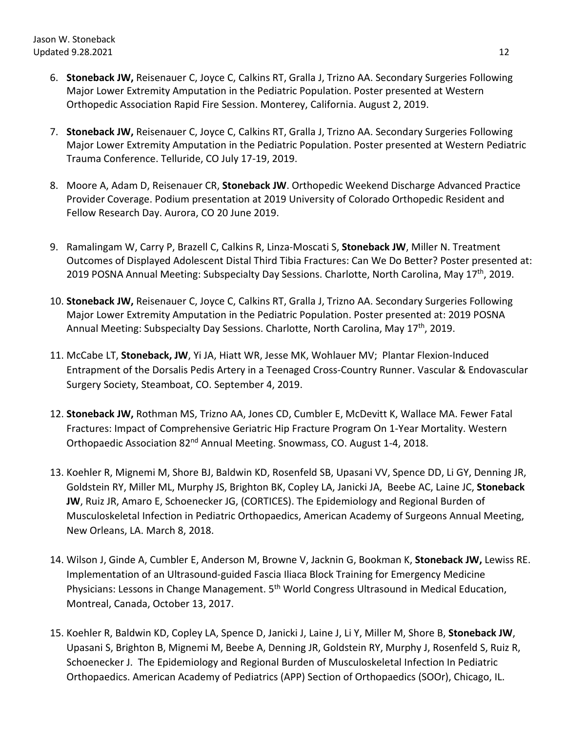6. **Stoneback JW,** Reisenauer C, Joyce C, Calkins RT, Gralla J, Trizno AA. Secondary Surgeries Following Major Lower Extremity Amputation in the Pediatric Population. Poster presented at Western Orthopedic Association Rapid Fire Session. Monterey, California. August 2, 2019.

7. **Stoneback JW,** Reisenauer C, Joyce C, Calkins RT, Gralla J, Trizno AA. Secondary Surgeries Following Major Lower Extremity Amputation in the Pediatric Population. Poster presented at Western Pediatric Trauma Conference. Telluride, CO July 17-19, 2019.

8. Moore A, Adam D, Reisenauer CR, **Stoneback JW**. Orthopedic Weekend Discharge Advanced Practice Provider Coverage. Podium presentation at 2019 University of Colorado Orthopedic Resident and Fellow Research Day. Aurora, CO 20 June 2019.

9. Ramalingam W, Carry P, Brazell C, Calkins R, Linza-Moscati S, **Stoneback JW**, Miller N. Treatment Outcomes of Displayed Adolescent Distal Third Tibia Fractures: Can We Do Better? Poster presented at: 2019 POSNA Annual Meeting: Subspecialty Day Sessions. Charlotte, North Carolina, May 17th, 2019.

10. **Stoneback JW,** Reisenauer C, Joyce C, Calkins RT, Gralla J, Trizno AA. Secondary Surgeries Following Major Lower Extremity Amputation in the Pediatric Population. Poster presented at: 2019 POSNA Annual Meeting: Subspecialty Day Sessions. Charlotte, North Carolina, May 17th, 2019.

11. McCabe LT, **Stoneback, JW**, Yi JA, Hiatt WR, Jesse MK, Wohlauer MV; Plantar Flexion-Induced Entrapment of the Dorsalis Pedis Artery in a Teenaged Cross-Country Runner. Vascular & Endovascular Surgery Society, Steamboat, CO. September 4, 2019.

12. **Stoneback JW,** Rothman MS, Trizno AA, Jones CD, Cumbler E, McDevitt K, Wallace MA. Fewer Fatal Fractures: Impact of Comprehensive Geriatric Hip Fracture Program On 1-Year Mortality. Western Orthopaedic Association 82nd Annual Meeting. Snowmass, CO. August 1-4, 2018.

13. Koehler R, Mignemi M, Shore BJ, Baldwin KD, Rosenfeld SB, Upasani VV, Spence DD, Li GY, Denning JR, Goldstein RY, Miller ML, Murphy JS, Brighton BK, Copley LA, Janicki JA, Beebe AC, Laine JC, **Stoneback JW**, Ruiz JR, Amaro E, Schoenecker JG, (CORTICES). The Epidemiology and Regional Burden of Musculoskeletal Infection in Pediatric Orthopaedics, American Academy of Surgeons Annual Meeting, New Orleans, LA. March 8, 2018.

14. Wilson J, Ginde A, Cumbler E, Anderson M, Browne V, Jacknin G, Bookman K, **Stoneback JW,** Lewiss RE. Implementation of an Ultrasound-guided Fascia Iliaca Block Training for Emergency Medicine Physicians: Lessons in Change Management. 5th World Congress Ultrasound in Medical Education, Montreal, Canada, October 13, 2017.

15. Koehler R, Baldwin KD, Copley LA, Spence D, Janicki J, Laine J, Li Y, Miller M, Shore B, **Stoneback JW**, Upasani S, Brighton B, Mignemi M, Beebe A, Denning JR, Goldstein RY, Murphy J, Rosenfeld S, Ruiz R, Schoenecker J. The Epidemiology and Regional Burden of Musculoskeletal Infection In Pediatric Orthopaedics. American Academy of Pediatrics (APP) Section of Orthopaedics (SOOr), Chicago, IL.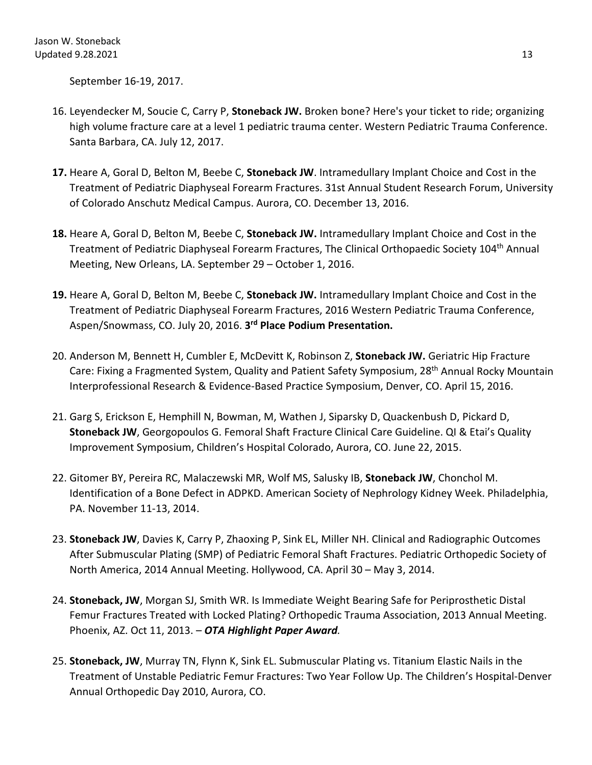September 16-19, 2017.

16. Leyendecker M, Soucie C, Carry P, **Stoneback JW.** Broken bone? Here's your ticket to ride; organizing high volume fracture care at a level 1 pediatric trauma center. Western Pediatric Trauma Conference. Santa Barbara, CA. July 12, 2017.

17. Heare A, Goral D, Belton M, Beebe C, **Stoneback JW**. Intramedullary Implant Choice and Cost in the Treatment of Pediatric Diaphyseal Forearm Fractures. 31st Annual Student Research Forum, University of Colorado Anschutz Medical Campus. Aurora, CO. December 13, 2016.

18. Heare A, Goral D, Belton M, Beebe C, **Stoneback JW.** Intramedullary Implant Choice and Cost in the Treatment of Pediatric Diaphyseal Forearm Fractures, The Clinical Orthopaedic Society 104th Annual Meeting, New Orleans, LA. September 29 – October 1, 2016.

19. Heare A, Goral D, Belton M, Beebe C, **Stoneback JW.** Intramedullary Implant Choice and Cost in the Treatment of Pediatric Diaphyseal Forearm Fractures, 2016 Western Pediatric Trauma Conference, Aspen/Snowmass, CO. July 20, 2016. **3rd Place Podium Presentation.**

20. Anderson M, Bennett H, Cumbler E, McDevitt K, Robinson Z, **Stoneback JW.** Geriatric Hip Fracture Care: Fixing a Fragmented System, Quality and Patient Safety Symposium, 28th Annual Rocky Mountain Interprofessional Research & Evidence-Based Practice Symposium, Denver, CO. April 15, 2016.

21. Garg S, Erickson E, Hemphill N, Bowman, M, Wathen J, Siparsky D, Quackenbush D, Pickard D, **Stoneback JW**, Georgopoulos G. Femoral Shaft Fracture Clinical Care Guideline. QI & Etai's Quality Improvement Symposium, Children's Hospital Colorado, Aurora, CO. June 22, 2015.

22. Gitomer BY, Pereira RC, Malaczewski MR, Wolf MS, Salusky IB, **Stoneback JW**, Chonchol M. Identification of a Bone Defect in ADPKD. American Society of Nephrology Kidney Week. Philadelphia, PA. November 11-13, 2014.

23. **Stoneback JW**, Davies K, Carry P, Zhaoxing P, Sink EL, Miller NH. Clinical and Radiographic Outcomes After Submuscular Plating (SMP) of Pediatric Femoral Shaft Fractures. Pediatric Orthopedic Society of North America, 2014 Annual Meeting. Hollywood, CA. April 30 – May 3, 2014.

24. **Stoneback, JW**, Morgan SJ, Smith WR. Is Immediate Weight Bearing Safe for Periprosthetic Distal Femur Fractures Treated with Locked Plating? Orthopedic Trauma Association, 2013 Annual Meeting. Phoenix, AZ. Oct 11, 2013. – ***OTA Highlight Paper Award.***

25. **Stoneback, JW**, Murray TN, Flynn K, Sink EL. Submuscular Plating vs. Titanium Elastic Nails in the Treatment of Unstable Pediatric Femur Fractures: Two Year Follow Up. The Children's Hospital-Denver Annual Orthopedic Day 2010, Aurora, CO.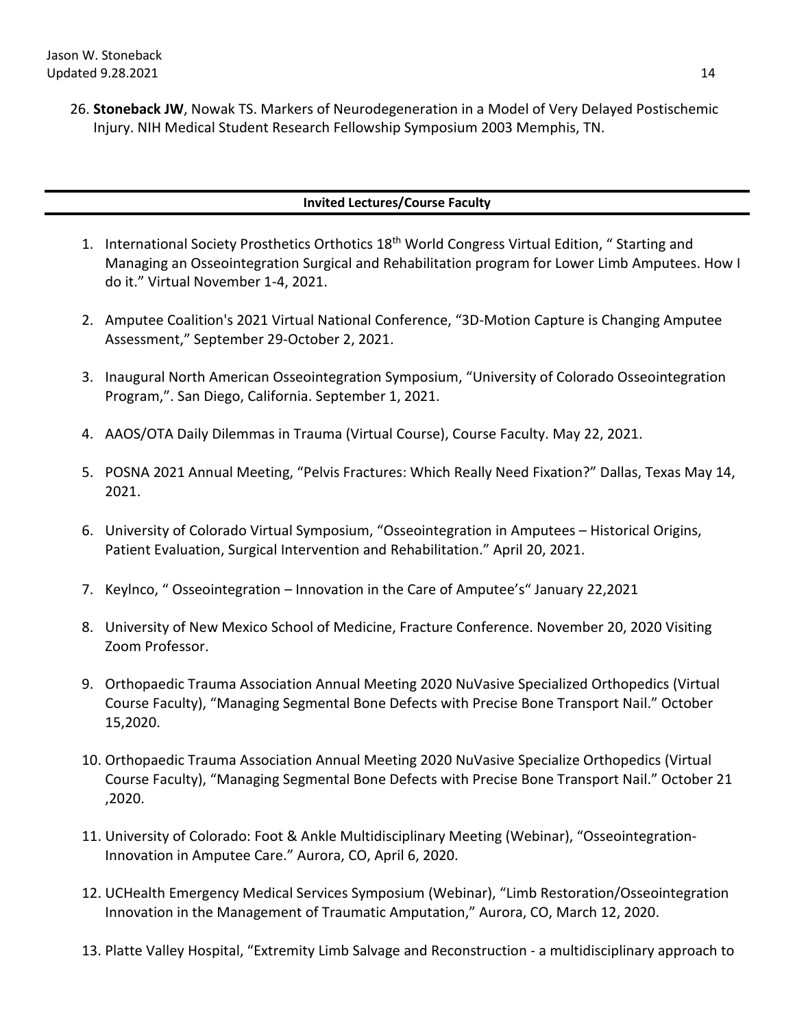26. **Stoneback JW**, Nowak TS. Markers of Neurodegeneration in a Model of Very Delayed Postischemic Injury. NIH Medical Student Research Fellowship Symposium 2003 Memphis, TN.

## Invited Lectures/Course Faculty

1. International Society Prosthetics Orthotics 18th World Congress Virtual Edition, " Starting and Managing an Osseointegration Surgical and Rehabilitation program for Lower Limb Amputees. How I do it." Virtual November 1-4, 2021.

2. Amputee Coalition's 2021 Virtual National Conference, "3D-Motion Capture is Changing Amputee Assessment," September 29-October 2, 2021.

3. Inaugural North American Osseointegration Symposium, "University of Colorado Osseointegration Program,". San Diego, California. September 1, 2021.

4. AAOS/OTA Daily Dilemmas in Trauma (Virtual Course), Course Faculty. May 22, 2021.

5. POSNA 2021 Annual Meeting, "Pelvis Fractures: Which Really Need Fixation?" Dallas, Texas May 14, 2021.

6. University of Colorado Virtual Symposium, "Osseointegration in Amputees – Historical Origins, Patient Evaluation, Surgical Intervention and Rehabilitation." April 20, 2021.

7. KeyInco, " Osseointegration – Innovation in the Care of Amputee's" January 22,2021

8. University of New Mexico School of Medicine, Fracture Conference. November 20, 2020 Visiting Zoom Professor.

9. Orthopaedic Trauma Association Annual Meeting 2020 NuVasive Specialized Orthopedics (Virtual Course Faculty), "Managing Segmental Bone Defects with Precise Bone Transport Nail." October 15,2020.

10. Orthopaedic Trauma Association Annual Meeting 2020 NuVasive Specialize Orthopedics (Virtual Course Faculty), "Managing Segmental Bone Defects with Precise Bone Transport Nail." October 21 ,2020.

11. University of Colorado: Foot & Ankle Multidisciplinary Meeting (Webinar), "Osseointegration-Innovation in Amputee Care." Aurora, CO, April 6, 2020.

12. UCHealth Emergency Medical Services Symposium (Webinar), "Limb Restoration/Osseointegration Innovation in the Management of Traumatic Amputation," Aurora, CO, March 12, 2020.

13. Platte Valley Hospital, "Extremity Limb Salvage and Reconstruction - a multidisciplinary approach to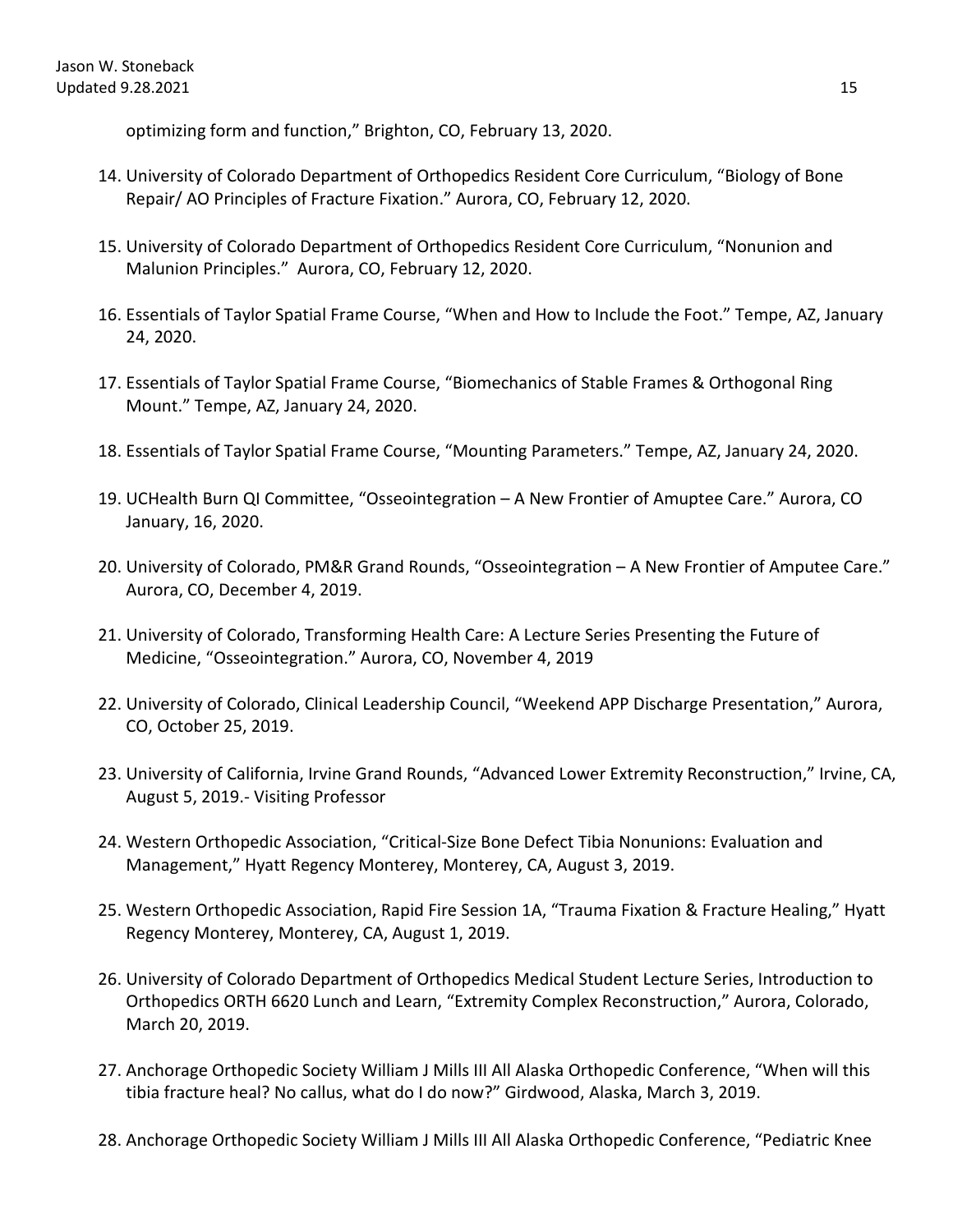optimizing form and function," Brighton, CO, February 13, 2020.

14. University of Colorado Department of Orthopedics Resident Core Curriculum, "Biology of Bone Repair/ AO Principles of Fracture Fixation." Aurora, CO, February 12, 2020.

15. University of Colorado Department of Orthopedics Resident Core Curriculum, "Nonunion and Malunion Principles." Aurora, CO, February 12, 2020.

16. Essentials of Taylor Spatial Frame Course, "When and How to Include the Foot." Tempe, AZ, January 24, 2020.

17. Essentials of Taylor Spatial Frame Course, "Biomechanics of Stable Frames & Orthogonal Ring Mount." Tempe, AZ, January 24, 2020.

18. Essentials of Taylor Spatial Frame Course, "Mounting Parameters." Tempe, AZ, January 24, 2020.

19. UCHealth Burn QI Committee, "Osseointegration – A New Frontier of Amuptee Care." Aurora, CO January, 16, 2020.

20. University of Colorado, PM&R Grand Rounds, "Osseointegration – A New Frontier of Amputee Care." Aurora, CO, December 4, 2019.

21. University of Colorado, Transforming Health Care: A Lecture Series Presenting the Future of Medicine, "Osseointegration." Aurora, CO, November 4, 2019

22. University of Colorado, Clinical Leadership Council, "Weekend APP Discharge Presentation," Aurora, CO, October 25, 2019.

23. University of California, Irvine Grand Rounds, "Advanced Lower Extremity Reconstruction," Irvine, CA, August 5, 2019.- Visiting Professor

24. Western Orthopedic Association, "Critical-Size Bone Defect Tibia Nonunions: Evaluation and Management," Hyatt Regency Monterey, Monterey, CA, August 3, 2019.

25. Western Orthopedic Association, Rapid Fire Session 1A, "Trauma Fixation & Fracture Healing," Hyatt Regency Monterey, Monterey, CA, August 1, 2019.

26. University of Colorado Department of Orthopedics Medical Student Lecture Series, Introduction to Orthopedics ORTH 6620 Lunch and Learn, "Extremity Complex Reconstruction," Aurora, Colorado, March 20, 2019.

27. Anchorage Orthopedic Society William J Mills III All Alaska Orthopedic Conference, "When will this tibia fracture heal? No callus, what do I do now?" Girdwood, Alaska, March 3, 2019.

28. Anchorage Orthopedic Society William J Mills III All Alaska Orthopedic Conference, "Pediatric Knee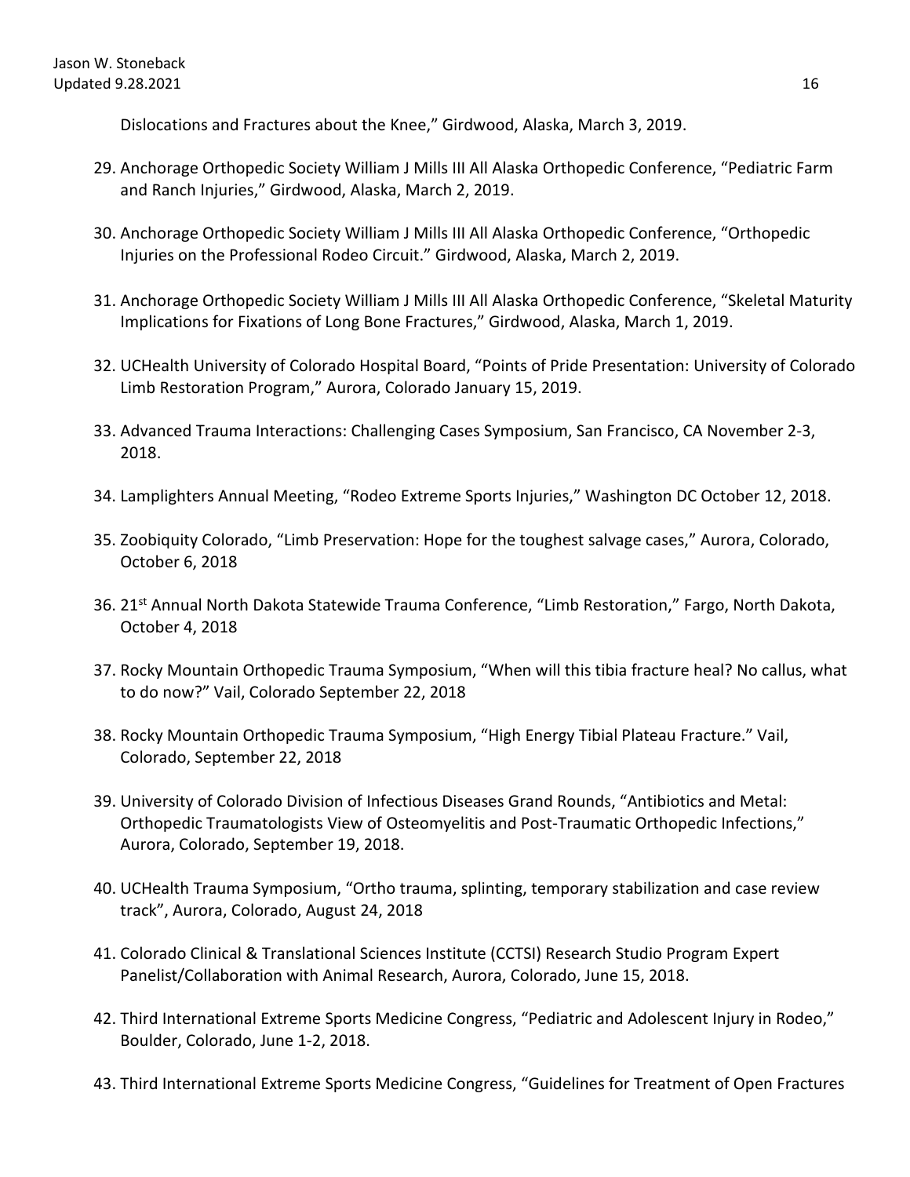Dislocations and Fractures about the Knee," Girdwood, Alaska, March 3, 2019.

29. Anchorage Orthopedic Society William J Mills III All Alaska Orthopedic Conference, "Pediatric Farm and Ranch Injuries," Girdwood, Alaska, March 2, 2019.

30. Anchorage Orthopedic Society William J Mills III All Alaska Orthopedic Conference, "Orthopedic Injuries on the Professional Rodeo Circuit." Girdwood, Alaska, March 2, 2019.

31. Anchorage Orthopedic Society William J Mills III All Alaska Orthopedic Conference, "Skeletal Maturity Implications for Fixations of Long Bone Fractures," Girdwood, Alaska, March 1, 2019.

32. UCHealth University of Colorado Hospital Board, "Points of Pride Presentation: University of Colorado Limb Restoration Program," Aurora, Colorado January 15, 2019.

33. Advanced Trauma Interactions: Challenging Cases Symposium, San Francisco, CA November 2-3, 2018.

34. Lamplighters Annual Meeting, "Rodeo Extreme Sports Injuries," Washington DC October 12, 2018.

35. Zoobiquity Colorado, "Limb Preservation: Hope for the toughest salvage cases," Aurora, Colorado, October 6, 2018

36. 21st Annual North Dakota Statewide Trauma Conference, "Limb Restoration," Fargo, North Dakota, October 4, 2018

37. Rocky Mountain Orthopedic Trauma Symposium, "When will this tibia fracture heal? No callus, what to do now?" Vail, Colorado September 22, 2018

38. Rocky Mountain Orthopedic Trauma Symposium, "High Energy Tibial Plateau Fracture." Vail, Colorado, September 22, 2018

39. University of Colorado Division of Infectious Diseases Grand Rounds, "Antibiotics and Metal: Orthopedic Traumatologists View of Osteomyelitis and Post-Traumatic Orthopedic Infections," Aurora, Colorado, September 19, 2018.

40. UCHealth Trauma Symposium, "Ortho trauma, splinting, temporary stabilization and case review track", Aurora, Colorado, August 24, 2018

41. Colorado Clinical & Translational Sciences Institute (CCTSI) Research Studio Program Expert Panelist/Collaboration with Animal Research, Aurora, Colorado, June 15, 2018.

42. Third International Extreme Sports Medicine Congress, "Pediatric and Adolescent Injury in Rodeo," Boulder, Colorado, June 1-2, 2018.

43. Third International Extreme Sports Medicine Congress, "Guidelines for Treatment of Open Fractures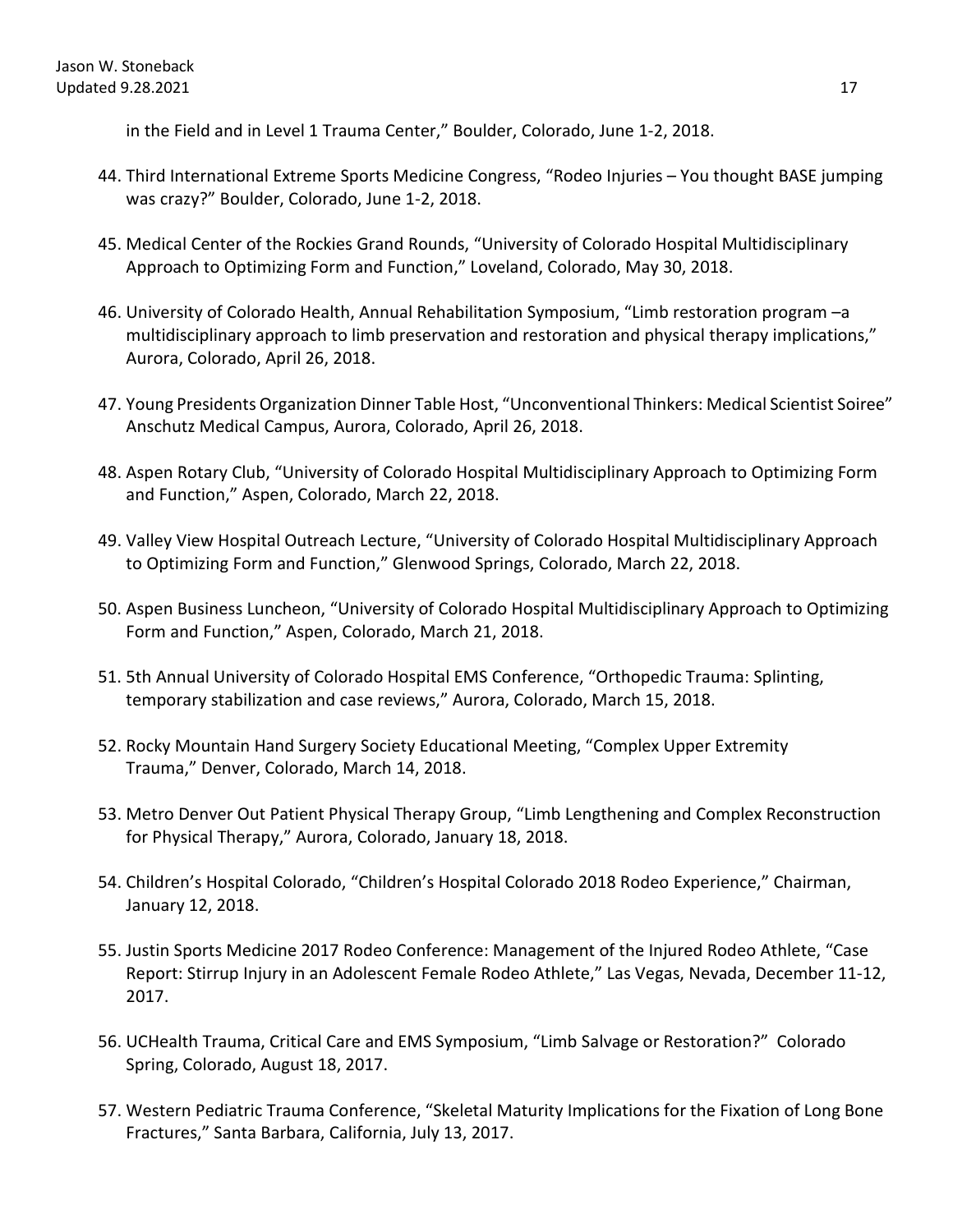in the Field and in Level 1 Trauma Center," Boulder, Colorado, June 1-2, 2018.

44. Third International Extreme Sports Medicine Congress, "Rodeo Injuries – You thought BASE jumping was crazy?" Boulder, Colorado, June 1-2, 2018.
45. Medical Center of the Rockies Grand Rounds, "University of Colorado Hospital Multidisciplinary Approach to Optimizing Form and Function," Loveland, Colorado, May 30, 2018.
46. University of Colorado Health, Annual Rehabilitation Symposium, "Limb restoration program –a multidisciplinary approach to limb preservation and restoration and physical therapy implications," Aurora, Colorado, April 26, 2018.
47. Young Presidents Organization Dinner Table Host, "Unconventional Thinkers: Medical Scientist Soiree" Anschutz Medical Campus, Aurora, Colorado, April 26, 2018.
48. Aspen Rotary Club, "University of Colorado Hospital Multidisciplinary Approach to Optimizing Form and Function," Aspen, Colorado, March 22, 2018.
49. Valley View Hospital Outreach Lecture, "University of Colorado Hospital Multidisciplinary Approach to Optimizing Form and Function," Glenwood Springs, Colorado, March 22, 2018.
50. Aspen Business Luncheon, "University of Colorado Hospital Multidisciplinary Approach to Optimizing Form and Function," Aspen, Colorado, March 21, 2018.
51. 5th Annual University of Colorado Hospital EMS Conference, "Orthopedic Trauma: Splinting, temporary stabilization and case reviews," Aurora, Colorado, March 15, 2018.
52. Rocky Mountain Hand Surgery Society Educational Meeting, "Complex Upper Extremity Trauma," Denver, Colorado, March 14, 2018.
53. Metro Denver Out Patient Physical Therapy Group, "Limb Lengthening and Complex Reconstruction for Physical Therapy," Aurora, Colorado, January 18, 2018.
54. Children's Hospital Colorado, "Children's Hospital Colorado 2018 Rodeo Experience," Chairman, January 12, 2018.
55. Justin Sports Medicine 2017 Rodeo Conference: Management of the Injured Rodeo Athlete, "Case Report: Stirrup Injury in an Adolescent Female Rodeo Athlete," Las Vegas, Nevada, December 11-12, 2017.
56. UCHealth Trauma, Critical Care and EMS Symposium, "Limb Salvage or Restoration?" Colorado Spring, Colorado, August 18, 2017.
57. Western Pediatric Trauma Conference, "Skeletal Maturity Implications for the Fixation of Long Bone Fractures," Santa Barbara, California, July 13, 2017.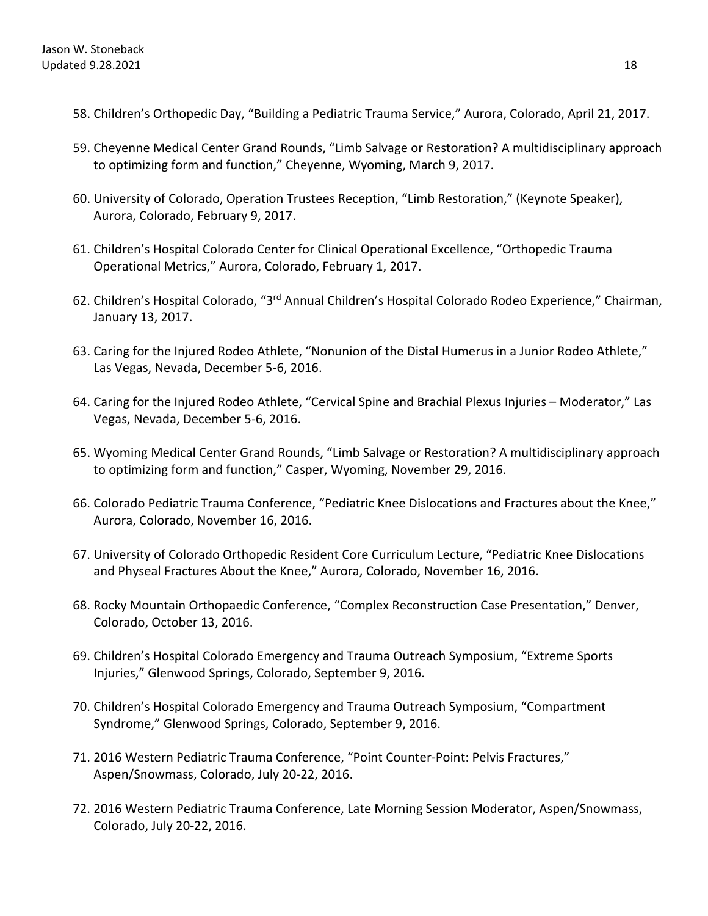58. Children's Orthopedic Day, "Building a Pediatric Trauma Service," Aurora, Colorado, April 21, 2017.

59. Cheyenne Medical Center Grand Rounds, "Limb Salvage or Restoration? A multidisciplinary approach to optimizing form and function," Cheyenne, Wyoming, March 9, 2017.

60. University of Colorado, Operation Trustees Reception, "Limb Restoration," (Keynote Speaker), Aurora, Colorado, February 9, 2017.

61. Children's Hospital Colorado Center for Clinical Operational Excellence, "Orthopedic Trauma Operational Metrics," Aurora, Colorado, February 1, 2017.

62. Children's Hospital Colorado, "3rd Annual Children's Hospital Colorado Rodeo Experience," Chairman, January 13, 2017.

63. Caring for the Injured Rodeo Athlete, "Nonunion of the Distal Humerus in a Junior Rodeo Athlete," Las Vegas, Nevada, December 5-6, 2016.

64. Caring for the Injured Rodeo Athlete, "Cervical Spine and Brachial Plexus Injuries – Moderator," Las Vegas, Nevada, December 5-6, 2016.

65. Wyoming Medical Center Grand Rounds, "Limb Salvage or Restoration? A multidisciplinary approach to optimizing form and function," Casper, Wyoming, November 29, 2016.

66. Colorado Pediatric Trauma Conference, "Pediatric Knee Dislocations and Fractures about the Knee," Aurora, Colorado, November 16, 2016.

67. University of Colorado Orthopedic Resident Core Curriculum Lecture, "Pediatric Knee Dislocations and Physeal Fractures About the Knee," Aurora, Colorado, November 16, 2016.

68. Rocky Mountain Orthopaedic Conference, "Complex Reconstruction Case Presentation," Denver, Colorado, October 13, 2016.

69. Children's Hospital Colorado Emergency and Trauma Outreach Symposium, "Extreme Sports Injuries," Glenwood Springs, Colorado, September 9, 2016.

70. Children's Hospital Colorado Emergency and Trauma Outreach Symposium, "Compartment Syndrome," Glenwood Springs, Colorado, September 9, 2016.

71. 2016 Western Pediatric Trauma Conference, "Point Counter-Point: Pelvis Fractures," Aspen/Snowmass, Colorado, July 20-22, 2016.

72. 2016 Western Pediatric Trauma Conference, Late Morning Session Moderator, Aspen/Snowmass, Colorado, July 20-22, 2016.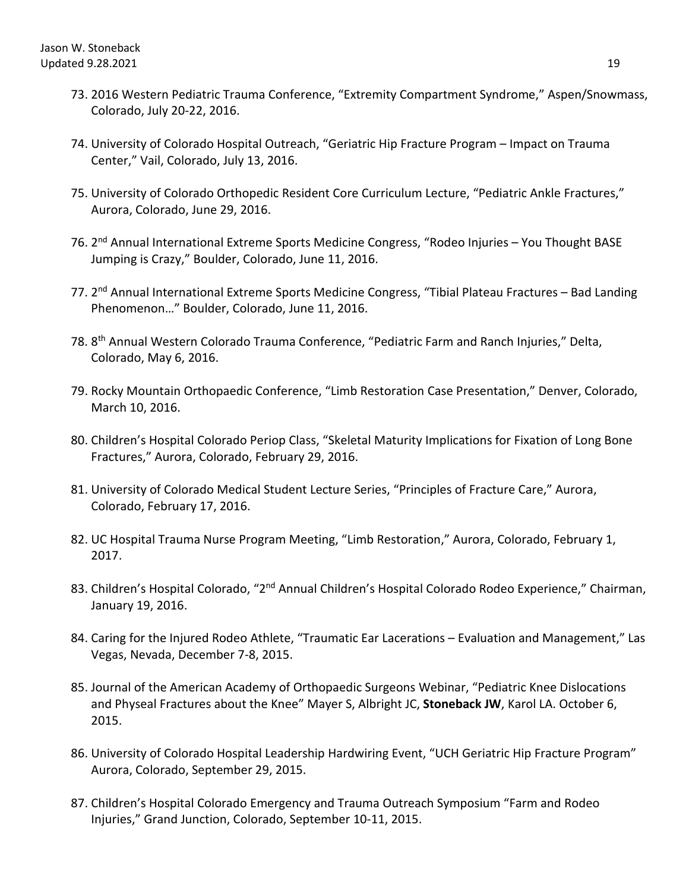73. 2016 Western Pediatric Trauma Conference, “Extremity Compartment Syndrome,” Aspen/Snowmass, Colorado, July 20-22, 2016.

74. University of Colorado Hospital Outreach, “Geriatric Hip Fracture Program – Impact on Trauma Center,” Vail, Colorado, July 13, 2016.

75. University of Colorado Orthopedic Resident Core Curriculum Lecture, “Pediatric Ankle Fractures,” Aurora, Colorado, June 29, 2016.

76. 2nd Annual International Extreme Sports Medicine Congress, “Rodeo Injuries – You Thought BASE Jumping is Crazy,” Boulder, Colorado, June 11, 2016.

77. 2nd Annual International Extreme Sports Medicine Congress, “Tibial Plateau Fractures – Bad Landing Phenomenon…” Boulder, Colorado, June 11, 2016.

78. 8th Annual Western Colorado Trauma Conference, “Pediatric Farm and Ranch Injuries,” Delta, Colorado, May 6, 2016.

79. Rocky Mountain Orthopaedic Conference, “Limb Restoration Case Presentation,” Denver, Colorado, March 10, 2016.

80. Children’s Hospital Colorado Periop Class, “Skeletal Maturity Implications for Fixation of Long Bone Fractures,” Aurora, Colorado, February 29, 2016.

81. University of Colorado Medical Student Lecture Series, “Principles of Fracture Care,” Aurora, Colorado, February 17, 2016.

82. UC Hospital Trauma Nurse Program Meeting, “Limb Restoration,” Aurora, Colorado, February 1, 2017.

83. Children’s Hospital Colorado, “2nd Annual Children’s Hospital Colorado Rodeo Experience,” Chairman, January 19, 2016.

84. Caring for the Injured Rodeo Athlete, “Traumatic Ear Lacerations – Evaluation and Management,” Las Vegas, Nevada, December 7-8, 2015.

85. Journal of the American Academy of Orthopaedic Surgeons Webinar, “Pediatric Knee Dislocations and Physeal Fractures about the Knee” Mayer S, Albright JC, **Stoneback JW**, Karol LA. October 6, 2015.

86. University of Colorado Hospital Leadership Hardwiring Event, “UCH Geriatric Hip Fracture Program” Aurora, Colorado, September 29, 2015.

87. Children’s Hospital Colorado Emergency and Trauma Outreach Symposium “Farm and Rodeo Injuries,” Grand Junction, Colorado, September 10-11, 2015.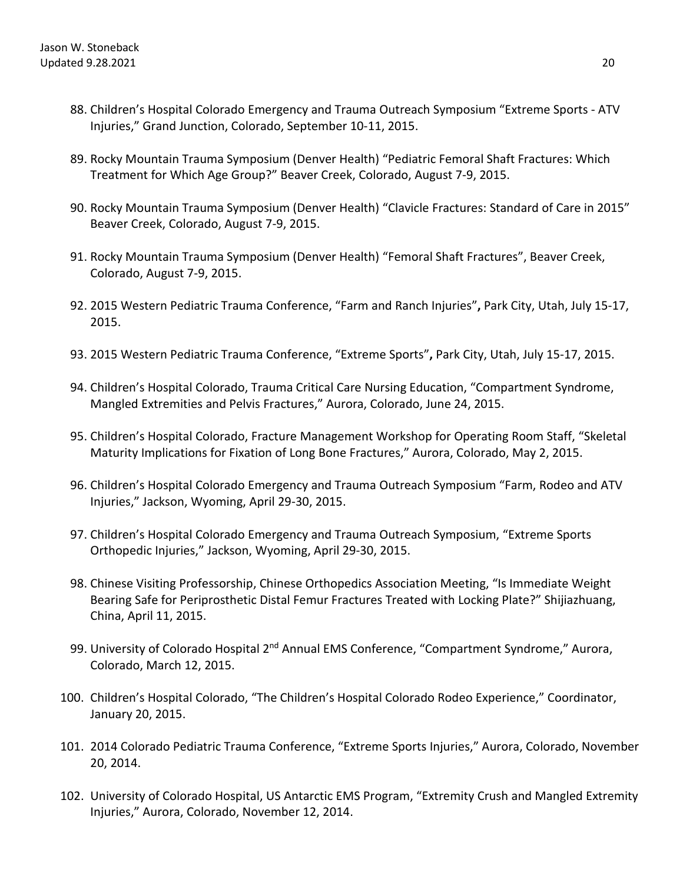88. Children's Hospital Colorado Emergency and Trauma Outreach Symposium "Extreme Sports - ATV Injuries," Grand Junction, Colorado, September 10-11, 2015.

89. Rocky Mountain Trauma Symposium (Denver Health) "Pediatric Femoral Shaft Fractures: Which Treatment for Which Age Group?" Beaver Creek, Colorado, August 7-9, 2015.

90. Rocky Mountain Trauma Symposium (Denver Health) "Clavicle Fractures: Standard of Care in 2015" Beaver Creek, Colorado, August 7-9, 2015.

91. Rocky Mountain Trauma Symposium (Denver Health) "Femoral Shaft Fractures", Beaver Creek, Colorado, August 7-9, 2015.

92. 2015 Western Pediatric Trauma Conference, "Farm and Ranch Injuries"**,** Park City, Utah, July 15-17, 2015.

93. 2015 Western Pediatric Trauma Conference, "Extreme Sports"**,** Park City, Utah, July 15-17, 2015.

94. Children's Hospital Colorado, Trauma Critical Care Nursing Education, "Compartment Syndrome, Mangled Extremities and Pelvis Fractures," Aurora, Colorado, June 24, 2015.

95. Children's Hospital Colorado, Fracture Management Workshop for Operating Room Staff, "Skeletal Maturity Implications for Fixation of Long Bone Fractures," Aurora, Colorado, May 2, 2015.

96. Children's Hospital Colorado Emergency and Trauma Outreach Symposium "Farm, Rodeo and ATV Injuries," Jackson, Wyoming, April 29-30, 2015.

97. Children's Hospital Colorado Emergency and Trauma Outreach Symposium, "Extreme Sports Orthopedic Injuries," Jackson, Wyoming, April 29-30, 2015.

98. Chinese Visiting Professorship, Chinese Orthopedics Association Meeting, "Is Immediate Weight Bearing Safe for Periprosthetic Distal Femur Fractures Treated with Locking Plate?" Shijiazhuang, China, April 11, 2015.

99. University of Colorado Hospital 2nd Annual EMS Conference, "Compartment Syndrome," Aurora, Colorado, March 12, 2015.

100. Children's Hospital Colorado, "The Children's Hospital Colorado Rodeo Experience," Coordinator, January 20, 2015.

101. 2014 Colorado Pediatric Trauma Conference, "Extreme Sports Injuries," Aurora, Colorado, November 20, 2014.

102. University of Colorado Hospital, US Antarctic EMS Program, "Extremity Crush and Mangled Extremity Injuries," Aurora, Colorado, November 12, 2014.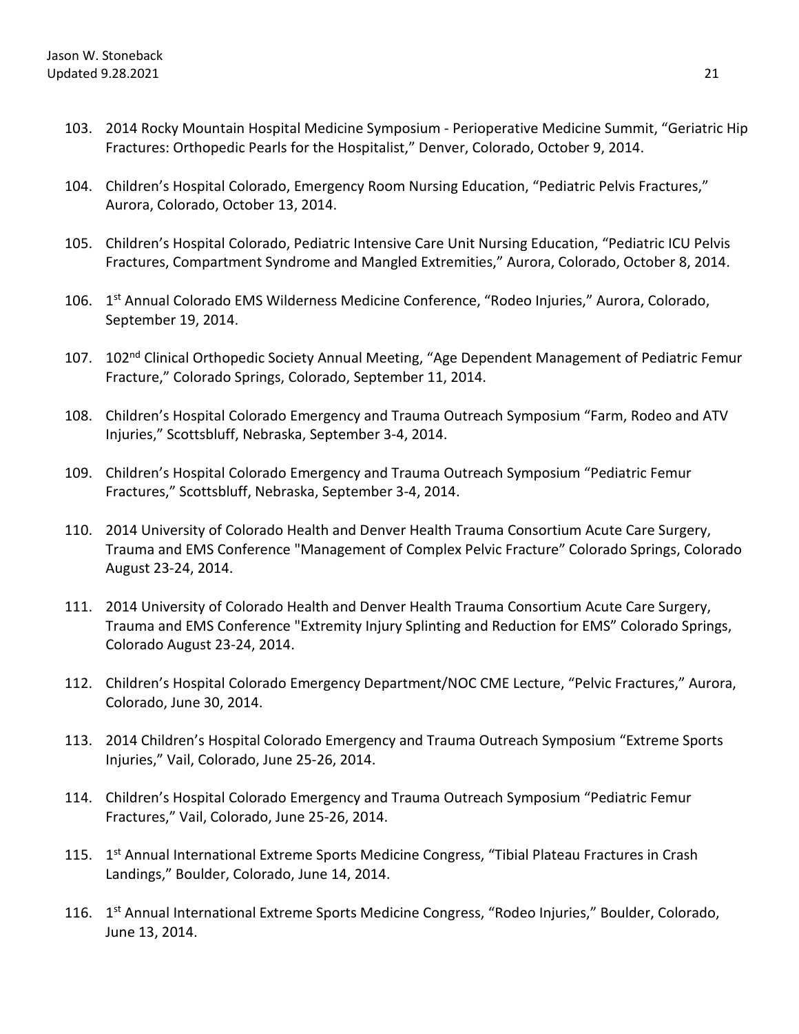103. 2014 Rocky Mountain Hospital Medicine Symposium - Perioperative Medicine Summit, “Geriatric Hip Fractures: Orthopedic Pearls for the Hospitalist,” Denver, Colorado, October 9, 2014.

104. Children’s Hospital Colorado, Emergency Room Nursing Education, “Pediatric Pelvis Fractures,” Aurora, Colorado, October 13, 2014.

105. Children’s Hospital Colorado, Pediatric Intensive Care Unit Nursing Education, “Pediatric ICU Pelvis Fractures, Compartment Syndrome and Mangled Extremities,” Aurora, Colorado, October 8, 2014.

106. 1st Annual Colorado EMS Wilderness Medicine Conference, “Rodeo Injuries,” Aurora, Colorado, September 19, 2014.

107. 102nd Clinical Orthopedic Society Annual Meeting, “Age Dependent Management of Pediatric Femur Fracture,” Colorado Springs, Colorado, September 11, 2014.

108. Children’s Hospital Colorado Emergency and Trauma Outreach Symposium “Farm, Rodeo and ATV Injuries,” Scottsbluff, Nebraska, September 3-4, 2014.

109. Children’s Hospital Colorado Emergency and Trauma Outreach Symposium “Pediatric Femur Fractures,” Scottsbluff, Nebraska, September 3-4, 2014.

110. 2014 University of Colorado Health and Denver Health Trauma Consortium Acute Care Surgery, Trauma and EMS Conference "Management of Complex Pelvic Fracture” Colorado Springs, Colorado August 23-24, 2014.

111. 2014 University of Colorado Health and Denver Health Trauma Consortium Acute Care Surgery, Trauma and EMS Conference "Extremity Injury Splinting and Reduction for EMS” Colorado Springs, Colorado August 23-24, 2014.

112. Children’s Hospital Colorado Emergency Department/NOC CME Lecture, “Pelvic Fractures,” Aurora, Colorado, June 30, 2014.

113. 2014 Children’s Hospital Colorado Emergency and Trauma Outreach Symposium “Extreme Sports Injuries,” Vail, Colorado, June 25-26, 2014.

114. Children’s Hospital Colorado Emergency and Trauma Outreach Symposium “Pediatric Femur Fractures,” Vail, Colorado, June 25-26, 2014.

115. 1st Annual International Extreme Sports Medicine Congress, “Tibial Plateau Fractures in Crash Landings,” Boulder, Colorado, June 14, 2014.

116. 1st Annual International Extreme Sports Medicine Congress, “Rodeo Injuries,” Boulder, Colorado, June 13, 2014.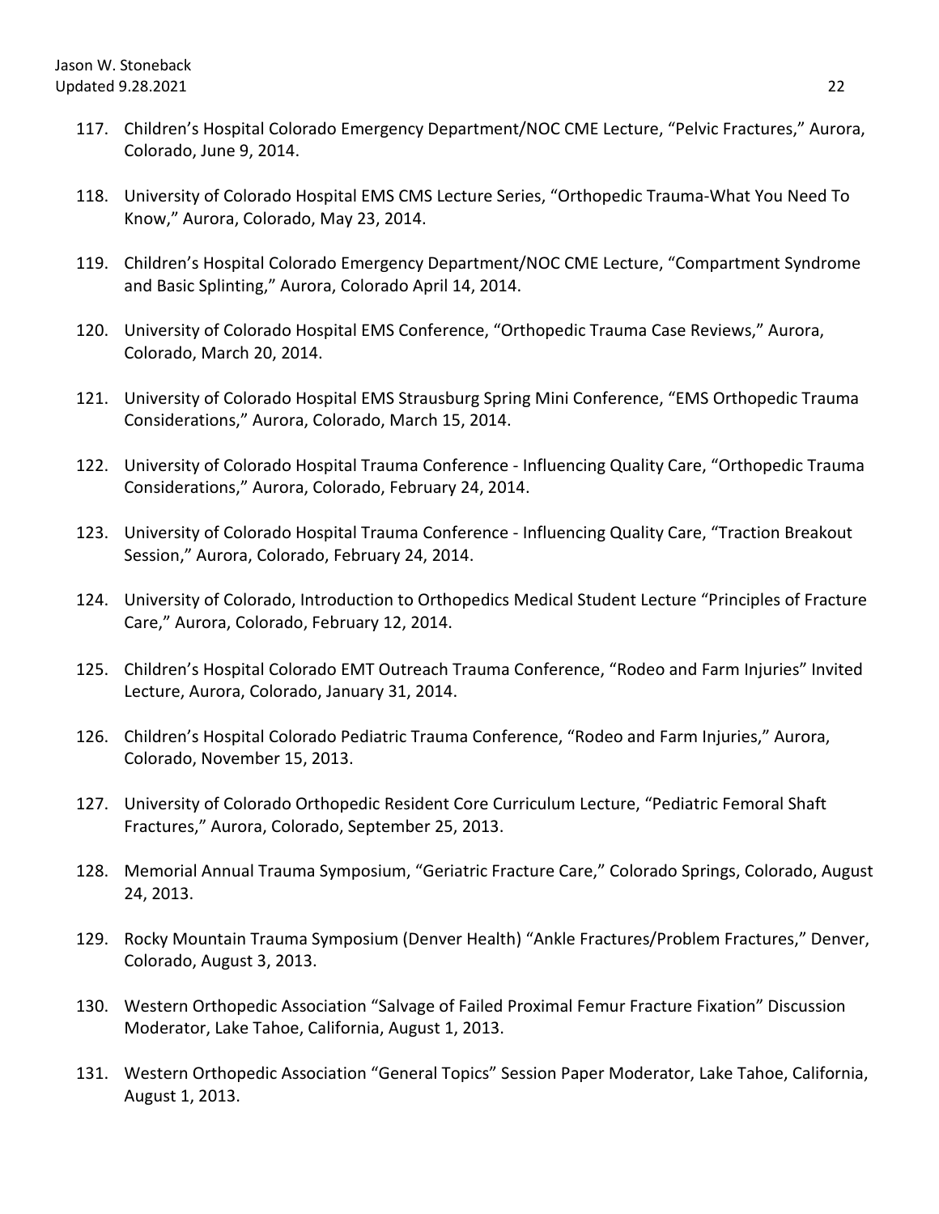117. Children's Hospital Colorado Emergency Department/NOC CME Lecture, "Pelvic Fractures," Aurora, Colorado, June 9, 2014.

118. University of Colorado Hospital EMS CMS Lecture Series, "Orthopedic Trauma-What You Need To Know," Aurora, Colorado, May 23, 2014.

119. Children's Hospital Colorado Emergency Department/NOC CME Lecture, "Compartment Syndrome and Basic Splinting," Aurora, Colorado April 14, 2014.

120. University of Colorado Hospital EMS Conference, "Orthopedic Trauma Case Reviews," Aurora, Colorado, March 20, 2014.

121. University of Colorado Hospital EMS Strausburg Spring Mini Conference, "EMS Orthopedic Trauma Considerations," Aurora, Colorado, March 15, 2014.

122. University of Colorado Hospital Trauma Conference - Influencing Quality Care, "Orthopedic Trauma Considerations," Aurora, Colorado, February 24, 2014.

123. University of Colorado Hospital Trauma Conference - Influencing Quality Care, "Traction Breakout Session," Aurora, Colorado, February 24, 2014.

124. University of Colorado, Introduction to Orthopedics Medical Student Lecture "Principles of Fracture Care," Aurora, Colorado, February 12, 2014.

125. Children's Hospital Colorado EMT Outreach Trauma Conference, "Rodeo and Farm Injuries" Invited Lecture, Aurora, Colorado, January 31, 2014.

126. Children's Hospital Colorado Pediatric Trauma Conference, "Rodeo and Farm Injuries," Aurora, Colorado, November 15, 2013.

127. University of Colorado Orthopedic Resident Core Curriculum Lecture, "Pediatric Femoral Shaft Fractures," Aurora, Colorado, September 25, 2013.

128. Memorial Annual Trauma Symposium, "Geriatric Fracture Care," Colorado Springs, Colorado, August 24, 2013.

129. Rocky Mountain Trauma Symposium (Denver Health) "Ankle Fractures/Problem Fractures," Denver, Colorado, August 3, 2013.

130. Western Orthopedic Association "Salvage of Failed Proximal Femur Fracture Fixation" Discussion Moderator, Lake Tahoe, California, August 1, 2013.

131. Western Orthopedic Association "General Topics" Session Paper Moderator, Lake Tahoe, California, August 1, 2013.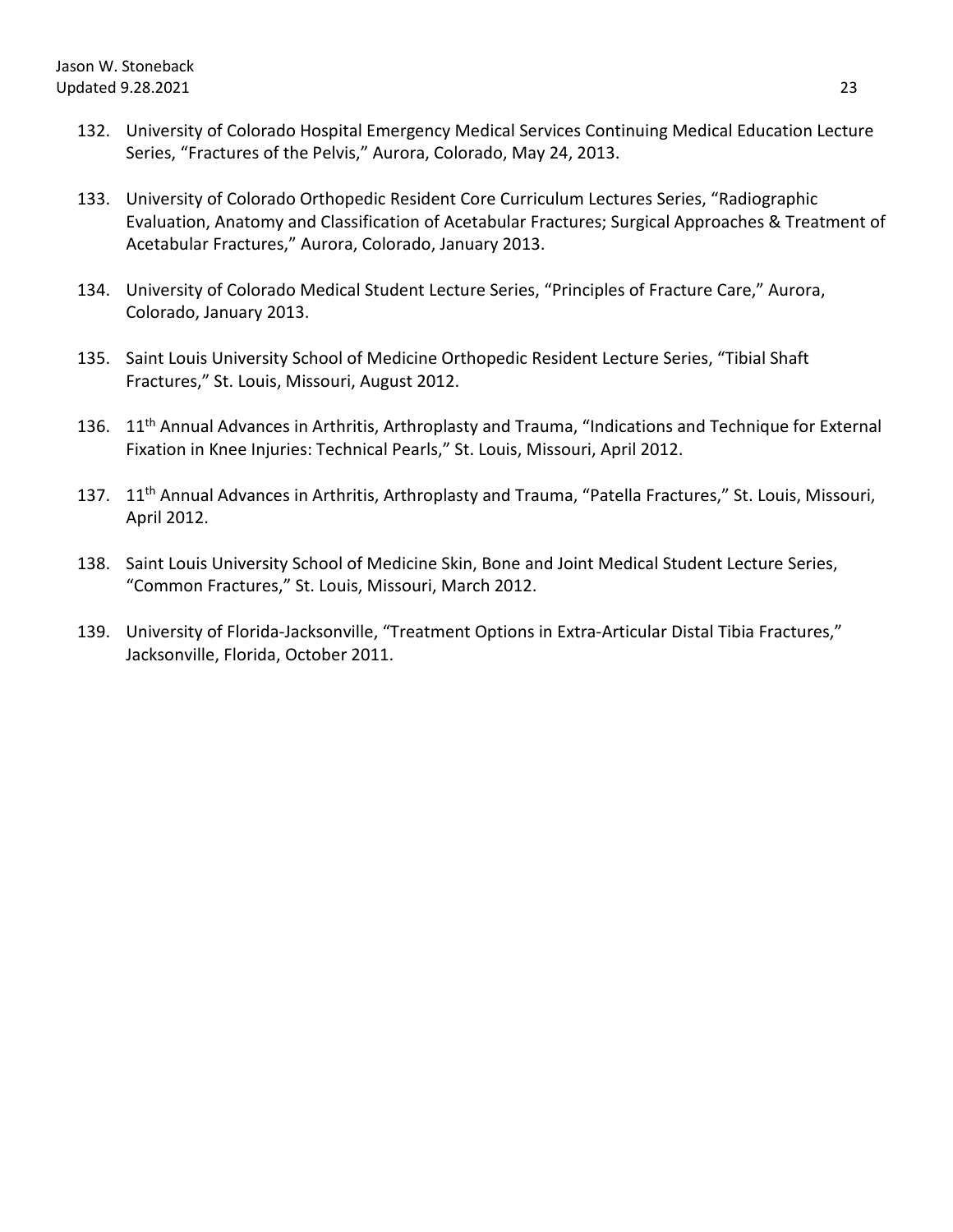132. University of Colorado Hospital Emergency Medical Services Continuing Medical Education Lecture Series, "Fractures of the Pelvis," Aurora, Colorado, May 24, 2013.

133. University of Colorado Orthopedic Resident Core Curriculum Lectures Series, "Radiographic Evaluation, Anatomy and Classification of Acetabular Fractures; Surgical Approaches & Treatment of Acetabular Fractures," Aurora, Colorado, January 2013.

134. University of Colorado Medical Student Lecture Series, "Principles of Fracture Care," Aurora, Colorado, January 2013.

135. Saint Louis University School of Medicine Orthopedic Resident Lecture Series, "Tibial Shaft Fractures," St. Louis, Missouri, August 2012.

136. 11th Annual Advances in Arthritis, Arthroplasty and Trauma, "Indications and Technique for External Fixation in Knee Injuries: Technical Pearls," St. Louis, Missouri, April 2012.

137. 11th Annual Advances in Arthritis, Arthroplasty and Trauma, "Patella Fractures," St. Louis, Missouri, April 2012.

138. Saint Louis University School of Medicine Skin, Bone and Joint Medical Student Lecture Series, "Common Fractures," St. Louis, Missouri, March 2012.

139. University of Florida-Jacksonville, "Treatment Options in Extra-Articular Distal Tibia Fractures," Jacksonville, Florida, October 2011.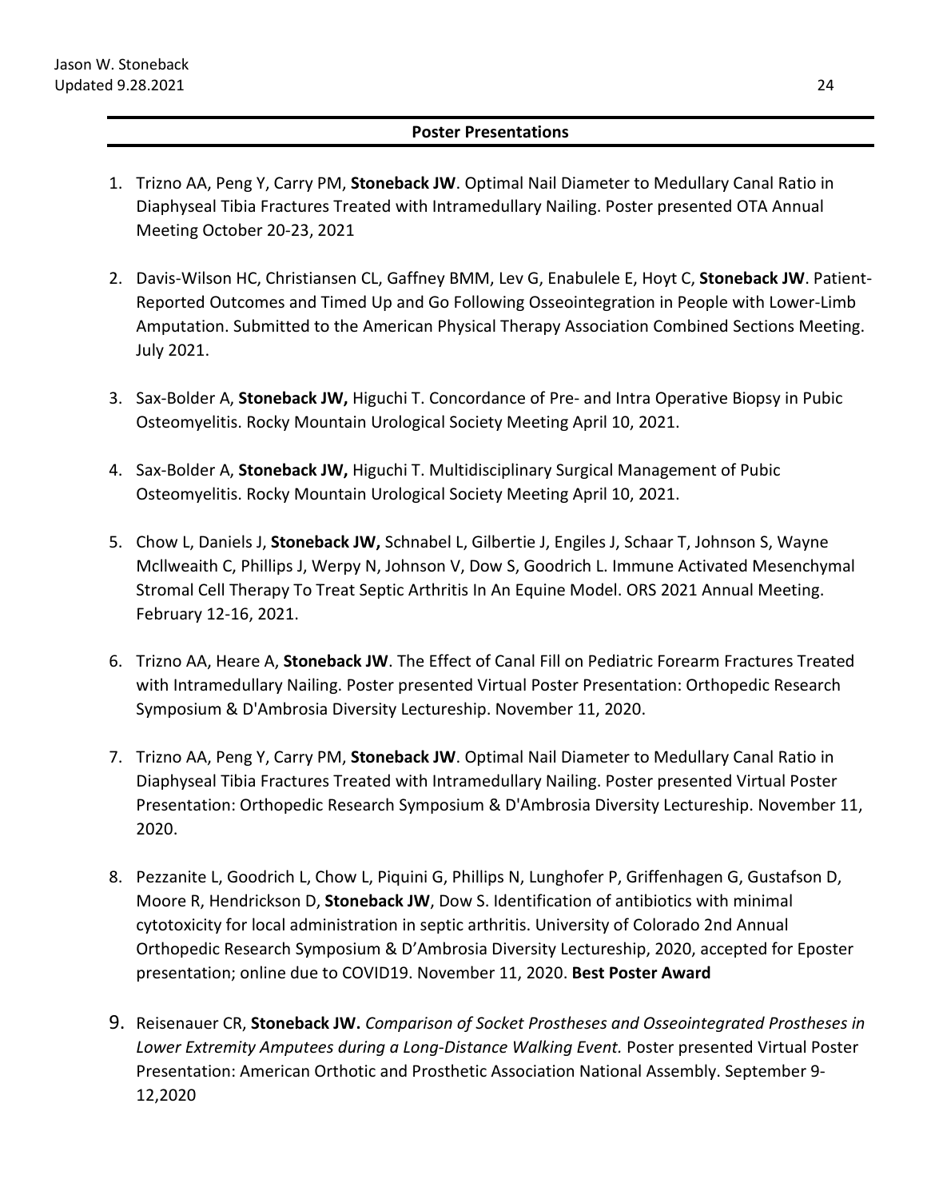## Poster Presentations

1. Trizno AA, Peng Y, Carry PM, **Stoneback JW**. Optimal Nail Diameter to Medullary Canal Ratio in Diaphyseal Tibia Fractures Treated with Intramedullary Nailing. Poster presented OTA Annual Meeting October 20-23, 2021

2. Davis-Wilson HC, Christiansen CL, Gaffney BMM, Lev G, Enabulele E, Hoyt C, **Stoneback JW**. Patient-Reported Outcomes and Timed Up and Go Following Osseointegration in People with Lower-Limb Amputation. Submitted to the American Physical Therapy Association Combined Sections Meeting. July 2021.

3. Sax-Bolder A, **Stoneback JW,** Higuchi T. Concordance of Pre- and Intra Operative Biopsy in Pubic Osteomyelitis. Rocky Mountain Urological Society Meeting April 10, 2021.

4. Sax-Bolder A, **Stoneback JW,** Higuchi T. Multidisciplinary Surgical Management of Pubic Osteomyelitis. Rocky Mountain Urological Society Meeting April 10, 2021.

5. Chow L, Daniels J, **Stoneback JW,** Schnabel L, Gilbertie J, Engiles J, Schaar T, Johnson S, Wayne Mcllweaith C, Phillips J, Werpy N, Johnson V, Dow S, Goodrich L. Immune Activated Mesenchymal Stromal Cell Therapy To Treat Septic Arthritis In An Equine Model. ORS 2021 Annual Meeting. February 12-16, 2021.

6. Trizno AA, Heare A, **Stoneback JW**. The Effect of Canal Fill on Pediatric Forearm Fractures Treated with Intramedullary Nailing. Poster presented Virtual Poster Presentation: Orthopedic Research Symposium & D'Ambrosia Diversity Lectureship. November 11, 2020.

7. Trizno AA, Peng Y, Carry PM, **Stoneback JW**. Optimal Nail Diameter to Medullary Canal Ratio in Diaphyseal Tibia Fractures Treated with Intramedullary Nailing. Poster presented Virtual Poster Presentation: Orthopedic Research Symposium & D'Ambrosia Diversity Lectureship. November 11, 2020.

8. Pezzanite L, Goodrich L, Chow L, Piquini G, Phillips N, Lunghofer P, Griffenhagen G, Gustafson D, Moore R, Hendrickson D, **Stoneback JW**, Dow S. Identification of antibiotics with minimal cytotoxicity for local administration in septic arthritis. University of Colorado 2nd Annual Orthopedic Research Symposium & D'Ambrosia Diversity Lectureship, 2020, accepted for Eposter presentation; online due to COVID19. November 11, 2020. **Best Poster Award**

9. Reisenauer CR, **Stoneback JW.** *Comparison of Socket Prostheses and Osseointegrated Prostheses in Lower Extremity Amputees during a Long-Distance Walking Event.* Poster presented Virtual Poster Presentation: American Orthotic and Prosthetic Association National Assembly. September 9-12,2020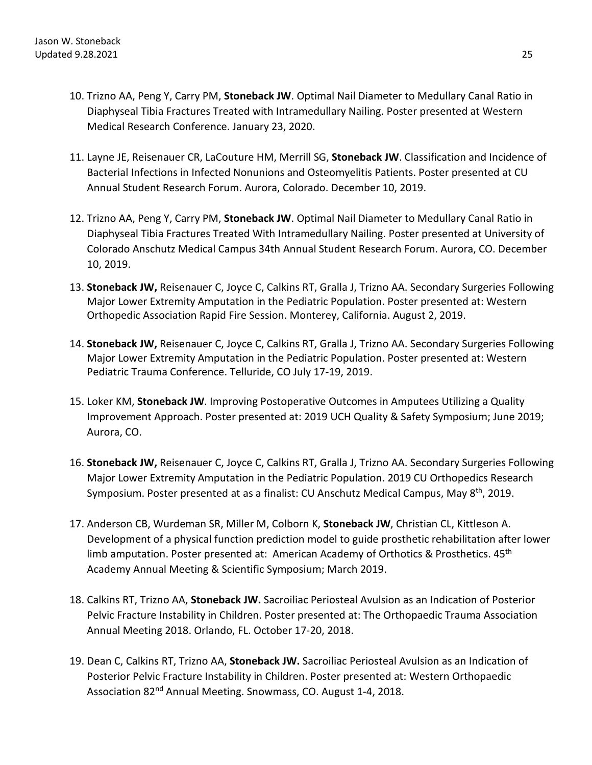10. Trizno AA, Peng Y, Carry PM, **Stoneback JW**. Optimal Nail Diameter to Medullary Canal Ratio in Diaphyseal Tibia Fractures Treated with Intramedullary Nailing. Poster presented at Western Medical Research Conference. January 23, 2020.

11. Layne JE, Reisenauer CR, LaCouture HM, Merrill SG, **Stoneback JW**. Classification and Incidence of Bacterial Infections in Infected Nonunions and Osteomyelitis Patients. Poster presented at CU Annual Student Research Forum. Aurora, Colorado. December 10, 2019.

12. Trizno AA, Peng Y, Carry PM, **Stoneback JW**. Optimal Nail Diameter to Medullary Canal Ratio in Diaphyseal Tibia Fractures Treated With Intramedullary Nailing. Poster presented at University of Colorado Anschutz Medical Campus 34th Annual Student Research Forum. Aurora, CO. December 10, 2019.

13. **Stoneback JW,** Reisenauer C, Joyce C, Calkins RT, Gralla J, Trizno AA. Secondary Surgeries Following Major Lower Extremity Amputation in the Pediatric Population. Poster presented at: Western Orthopedic Association Rapid Fire Session. Monterey, California. August 2, 2019.

14. **Stoneback JW,** Reisenauer C, Joyce C, Calkins RT, Gralla J, Trizno AA. Secondary Surgeries Following Major Lower Extremity Amputation in the Pediatric Population. Poster presented at: Western Pediatric Trauma Conference. Telluride, CO July 17-19, 2019.

15. Loker KM, **Stoneback JW**. Improving Postoperative Outcomes in Amputees Utilizing a Quality Improvement Approach. Poster presented at: 2019 UCH Quality & Safety Symposium; June 2019; Aurora, CO.

16. **Stoneback JW,** Reisenauer C, Joyce C, Calkins RT, Gralla J, Trizno AA. Secondary Surgeries Following Major Lower Extremity Amputation in the Pediatric Population. 2019 CU Orthopedics Research Symposium. Poster presented at as a finalist: CU Anschutz Medical Campus, May 8th, 2019.

17. Anderson CB, Wurdeman SR, Miller M, Colborn K, **Stoneback JW**, Christian CL, Kittleson A. Development of a physical function prediction model to guide prosthetic rehabilitation after lower limb amputation. Poster presented at: American Academy of Orthotics & Prosthetics. 45th Academy Annual Meeting & Scientific Symposium; March 2019.

18. Calkins RT, Trizno AA, **Stoneback JW.** Sacroiliac Periosteal Avulsion as an Indication of Posterior Pelvic Fracture Instability in Children. Poster presented at: The Orthopaedic Trauma Association Annual Meeting 2018. Orlando, FL. October 17-20, 2018.

19. Dean C, Calkins RT, Trizno AA, **Stoneback JW.** Sacroiliac Periosteal Avulsion as an Indication of Posterior Pelvic Fracture Instability in Children. Poster presented at: Western Orthopaedic Association 82nd Annual Meeting. Snowmass, CO. August 1-4, 2018.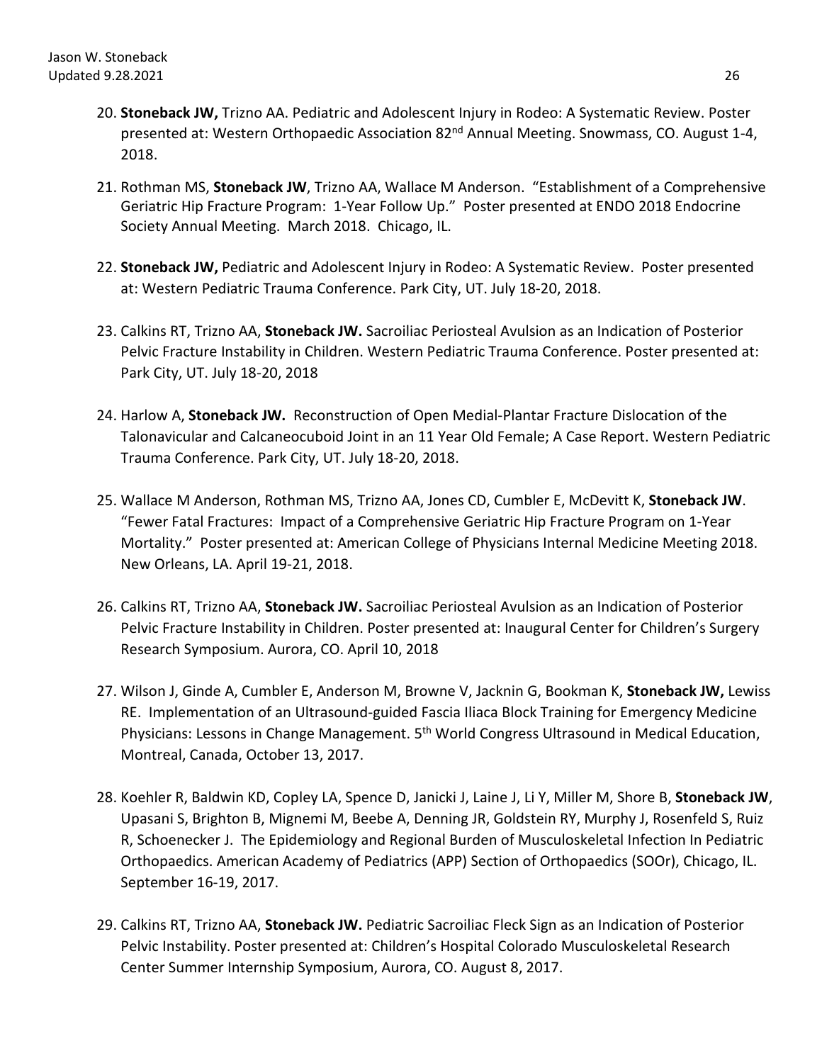20. **Stoneback JW,** Trizno AA. Pediatric and Adolescent Injury in Rodeo: A Systematic Review. Poster presented at: Western Orthopaedic Association 82nd Annual Meeting. Snowmass, CO. August 1-4, 2018.

21. Rothman MS, **Stoneback JW**, Trizno AA, Wallace M Anderson. "Establishment of a Comprehensive Geriatric Hip Fracture Program: 1-Year Follow Up." Poster presented at ENDO 2018 Endocrine Society Annual Meeting. March 2018. Chicago, IL.

22. **Stoneback JW,** Pediatric and Adolescent Injury in Rodeo: A Systematic Review. Poster presented at: Western Pediatric Trauma Conference. Park City, UT. July 18-20, 2018.

23. Calkins RT, Trizno AA, **Stoneback JW.** Sacroiliac Periosteal Avulsion as an Indication of Posterior Pelvic Fracture Instability in Children. Western Pediatric Trauma Conference. Poster presented at: Park City, UT. July 18-20, 2018

24. Harlow A, **Stoneback JW.** Reconstruction of Open Medial-Plantar Fracture Dislocation of the Talonavicular and Calcaneocuboid Joint in an 11 Year Old Female; A Case Report. Western Pediatric Trauma Conference. Park City, UT. July 18-20, 2018.

25. Wallace M Anderson, Rothman MS, Trizno AA, Jones CD, Cumbler E, McDevitt K, **Stoneback JW**. "Fewer Fatal Fractures: Impact of a Comprehensive Geriatric Hip Fracture Program on 1-Year Mortality." Poster presented at: American College of Physicians Internal Medicine Meeting 2018. New Orleans, LA. April 19-21, 2018.

26. Calkins RT, Trizno AA, **Stoneback JW.** Sacroiliac Periosteal Avulsion as an Indication of Posterior Pelvic Fracture Instability in Children. Poster presented at: Inaugural Center for Children's Surgery Research Symposium. Aurora, CO. April 10, 2018

27. Wilson J, Ginde A, Cumbler E, Anderson M, Browne V, Jacknin G, Bookman K, **Stoneback JW,** Lewiss RE. Implementation of an Ultrasound-guided Fascia Iliaca Block Training for Emergency Medicine Physicians: Lessons in Change Management. 5th World Congress Ultrasound in Medical Education, Montreal, Canada, October 13, 2017.

28. Koehler R, Baldwin KD, Copley LA, Spence D, Janicki J, Laine J, Li Y, Miller M, Shore B, **Stoneback JW**, Upasani S, Brighton B, Mignemi M, Beebe A, Denning JR, Goldstein RY, Murphy J, Rosenfeld S, Ruiz R, Schoenecker J. The Epidemiology and Regional Burden of Musculoskeletal Infection In Pediatric Orthopaedics. American Academy of Pediatrics (APP) Section of Orthopaedics (SOOr), Chicago, IL. September 16-19, 2017.

29. Calkins RT, Trizno AA, **Stoneback JW.** Pediatric Sacroiliac Fleck Sign as an Indication of Posterior Pelvic Instability. Poster presented at: Children's Hospital Colorado Musculoskeletal Research Center Summer Internship Symposium, Aurora, CO. August 8, 2017.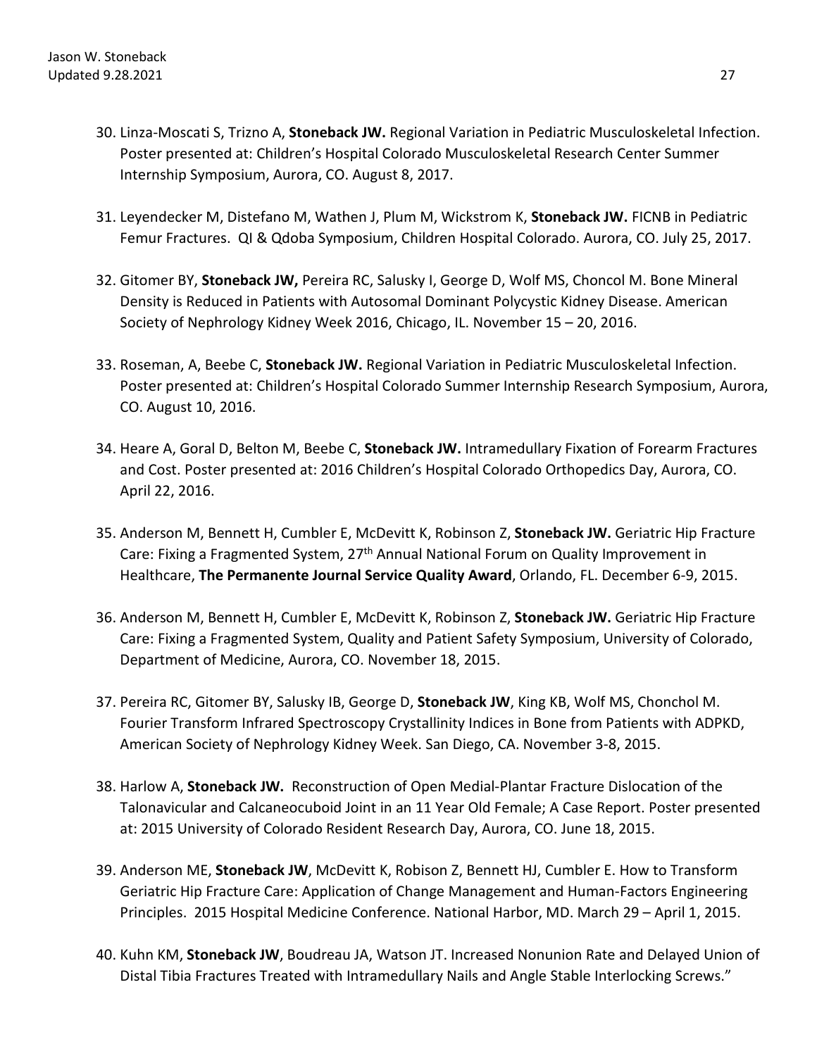30. Linza-Moscati S, Trizno A, **Stoneback JW.** Regional Variation in Pediatric Musculoskeletal Infection. Poster presented at: Children's Hospital Colorado Musculoskeletal Research Center Summer Internship Symposium, Aurora, CO. August 8, 2017.

31. Leyendecker M, Distefano M, Wathen J, Plum M, Wickstrom K, **Stoneback JW.** FICNB in Pediatric Femur Fractures. QI & Qdoba Symposium, Children Hospital Colorado. Aurora, CO. July 25, 2017.

32. Gitomer BY, **Stoneback JW,** Pereira RC, Salusky I, George D, Wolf MS, Choncol M. Bone Mineral Density is Reduced in Patients with Autosomal Dominant Polycystic Kidney Disease. American Society of Nephrology Kidney Week 2016, Chicago, IL. November 15 – 20, 2016.

33. Roseman, A, Beebe C, **Stoneback JW.** Regional Variation in Pediatric Musculoskeletal Infection. Poster presented at: Children's Hospital Colorado Summer Internship Research Symposium, Aurora, CO. August 10, 2016.

34. Heare A, Goral D, Belton M, Beebe C, **Stoneback JW.** Intramedullary Fixation of Forearm Fractures and Cost. Poster presented at: 2016 Children's Hospital Colorado Orthopedics Day, Aurora, CO. April 22, 2016.

35. Anderson M, Bennett H, Cumbler E, McDevitt K, Robinson Z, **Stoneback JW.** Geriatric Hip Fracture Care: Fixing a Fragmented System, 27th Annual National Forum on Quality Improvement in Healthcare, **The Permanente Journal Service Quality Award**, Orlando, FL. December 6-9, 2015.

36. Anderson M, Bennett H, Cumbler E, McDevitt K, Robinson Z, **Stoneback JW.** Geriatric Hip Fracture Care: Fixing a Fragmented System, Quality and Patient Safety Symposium, University of Colorado, Department of Medicine, Aurora, CO. November 18, 2015.

37. Pereira RC, Gitomer BY, Salusky IB, George D, **Stoneback JW**, King KB, Wolf MS, Chonchol M. Fourier Transform Infrared Spectroscopy Crystallinity Indices in Bone from Patients with ADPKD, American Society of Nephrology Kidney Week. San Diego, CA. November 3-8, 2015.

38. Harlow A, **Stoneback JW.** Reconstruction of Open Medial-Plantar Fracture Dislocation of the Talonavicular and Calcaneocuboid Joint in an 11 Year Old Female; A Case Report. Poster presented at: 2015 University of Colorado Resident Research Day, Aurora, CO. June 18, 2015.

39. Anderson ME, **Stoneback JW**, McDevitt K, Robison Z, Bennett HJ, Cumbler E. How to Transform Geriatric Hip Fracture Care: Application of Change Management and Human-Factors Engineering Principles. 2015 Hospital Medicine Conference. National Harbor, MD. March 29 – April 1, 2015.

40. Kuhn KM, **Stoneback JW**, Boudreau JA, Watson JT. Increased Nonunion Rate and Delayed Union of Distal Tibia Fractures Treated with Intramedullary Nails and Angle Stable Interlocking Screws."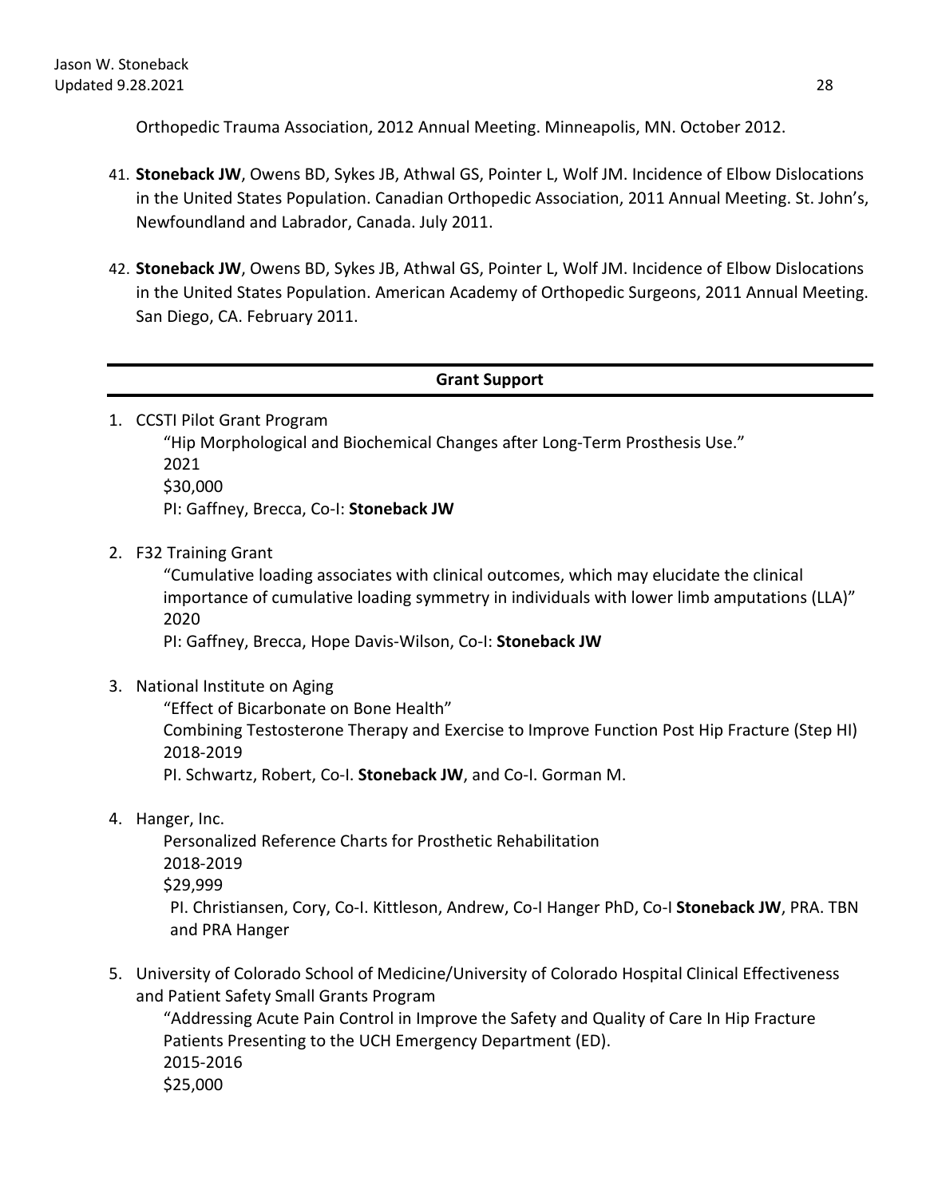Orthopedic Trauma Association, 2012 Annual Meeting. Minneapolis, MN. October 2012.

41. **Stoneback JW**, Owens BD, Sykes JB, Athwal GS, Pointer L, Wolf JM. Incidence of Elbow Dislocations in the United States Population. Canadian Orthopedic Association, 2011 Annual Meeting. St. John's, Newfoundland and Labrador, Canada. July 2011.

42. **Stoneback JW**, Owens BD, Sykes JB, Athwal GS, Pointer L, Wolf JM. Incidence of Elbow Dislocations in the United States Population. American Academy of Orthopedic Surgeons, 2011 Annual Meeting. San Diego, CA. February 2011.

## Grant Support

1. CCSTI Pilot Grant Program
   "Hip Morphological and Biochemical Changes after Long-Term Prosthesis Use."
   2021
   $30,000
   PI: Gaffney, Brecca, Co-I: **Stoneback JW**

2. F32 Training Grant
   "Cumulative loading associates with clinical outcomes, which may elucidate the clinical importance of cumulative loading symmetry in individuals with lower limb amputations (LLA)"
   2020
   PI: Gaffney, Brecca, Hope Davis-Wilson, Co-I: **Stoneback JW**

3. National Institute on Aging
   "Effect of Bicarbonate on Bone Health"
   Combining Testosterone Therapy and Exercise to Improve Function Post Hip Fracture (Step HI)
   2018-2019
   PI. Schwartz, Robert, Co-I. **Stoneback JW**, and Co-I. Gorman M.

4. Hanger, Inc.
   Personalized Reference Charts for Prosthetic Rehabilitation
   2018-2019
   $29,999
   PI. Christiansen, Cory, Co-I. Kittleson, Andrew, Co-I Hanger PhD, Co-I **Stoneback JW**, PRA. TBN and PRA Hanger

5. University of Colorado School of Medicine/University of Colorado Hospital Clinical Effectiveness and Patient Safety Small Grants Program
   "Addressing Acute Pain Control in Improve the Safety and Quality of Care In Hip Fracture Patients Presenting to the UCH Emergency Department (ED).
   2015-2016
   $25,000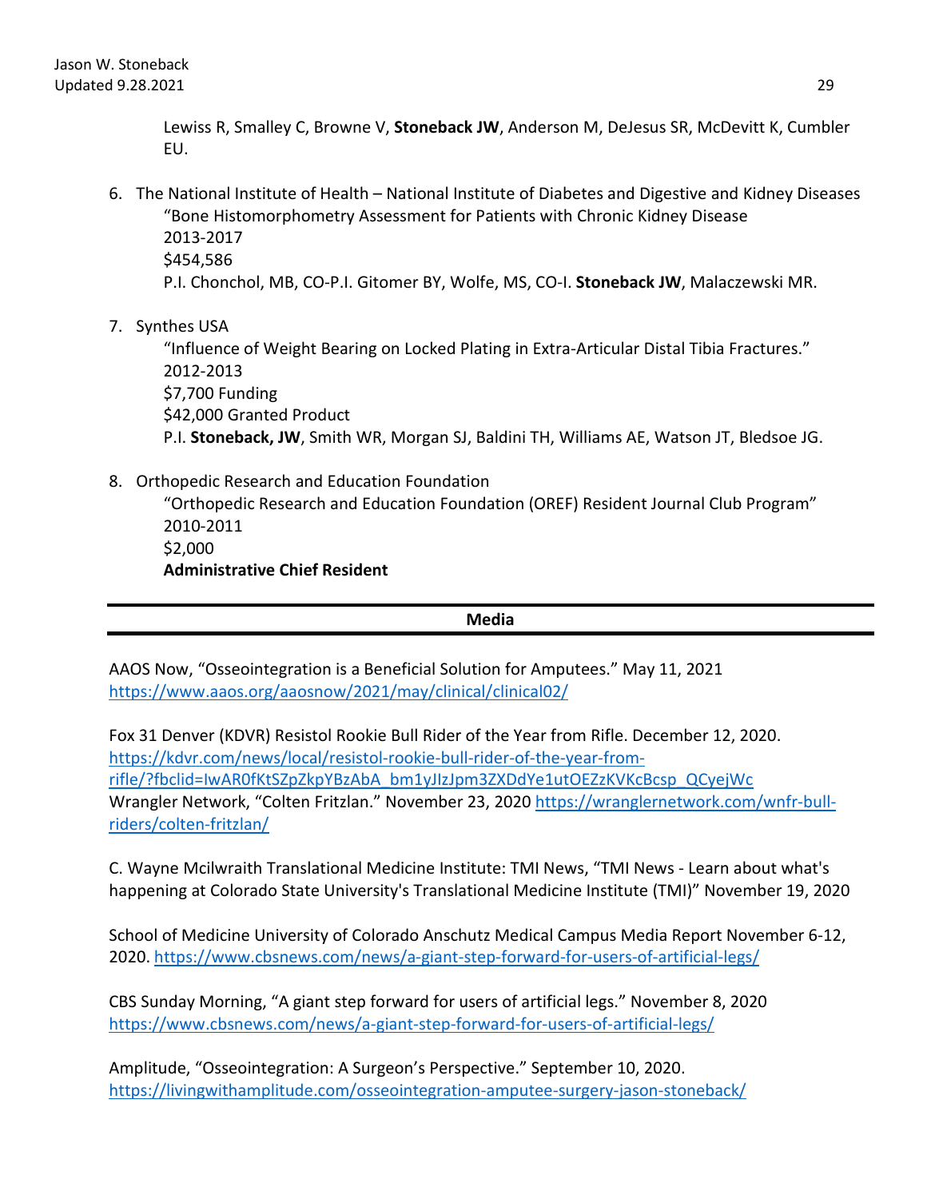Lewiss R, Smalley C, Browne V, **Stoneback JW**, Anderson M, DeJesus SR, McDevitt K, Cumbler EU.

6. The National Institute of Health – National Institute of Diabetes and Digestive and Kidney Diseases
   "Bone Histomorphometry Assessment for Patients with Chronic Kidney Disease
   2013-2017
   $454,586
   P.I. Chonchol, MB, CO-P.I. Gitomer BY, Wolfe, MS, CO-I. **Stoneback JW**, Malaczewski MR.

7. Synthes USA
   "Influence of Weight Bearing on Locked Plating in Extra-Articular Distal Tibia Fractures."
   2012-2013
   $7,700 Funding
   $42,000 Granted Product
   P.I. **Stoneback, JW**, Smith WR, Morgan SJ, Baldini TH, Williams AE, Watson JT, Bledsoe JG.

8. Orthopedic Research and Education Foundation
   "Orthopedic Research and Education Foundation (OREF) Resident Journal Club Program"
   2010-2011
   $2,000
   **Administrative Chief Resident**

## Media

AAOS Now, "Osseointegration is a Beneficial Solution for Amputees." May 11, 2021
https://www.aaos.org/aaosnow/2021/may/clinical/clinical02/

Fox 31 Denver (KDVR) Resistol Rookie Bull Rider of the Year from Rifle. December 12, 2020.
https://kdvr.com/news/local/resistol-rookie-bull-rider-of-the-year-from-rifle/?fbclid=IwAR0fKtSZpZkpYBzAbA_bm1yJIzJpm3ZXDdYe1utOEZzKVKcBcsp_QCyejWc
Wrangler Network, "Colten Fritzlan." November 23, 2020 https://wranglernetwork.com/wnfr-bull-riders/colten-fritzlan/

C. Wayne Mcilwraith Translational Medicine Institute: TMI News, "TMI News - Learn about what's happening at Colorado State University's Translational Medicine Institute (TMI)" November 19, 2020

School of Medicine University of Colorado Anschutz Medical Campus Media Report November 6-12, 2020. https://www.cbsnews.com/news/a-giant-step-forward-for-users-of-artificial-legs/

CBS Sunday Morning, "A giant step forward for users of artificial legs." November 8, 2020
https://www.cbsnews.com/news/a-giant-step-forward-for-users-of-artificial-legs/

Amplitude, "Osseointegration: A Surgeon's Perspective." September 10, 2020.
https://livingwithamplitude.com/osseointegration-amputee-surgery-jason-stoneback/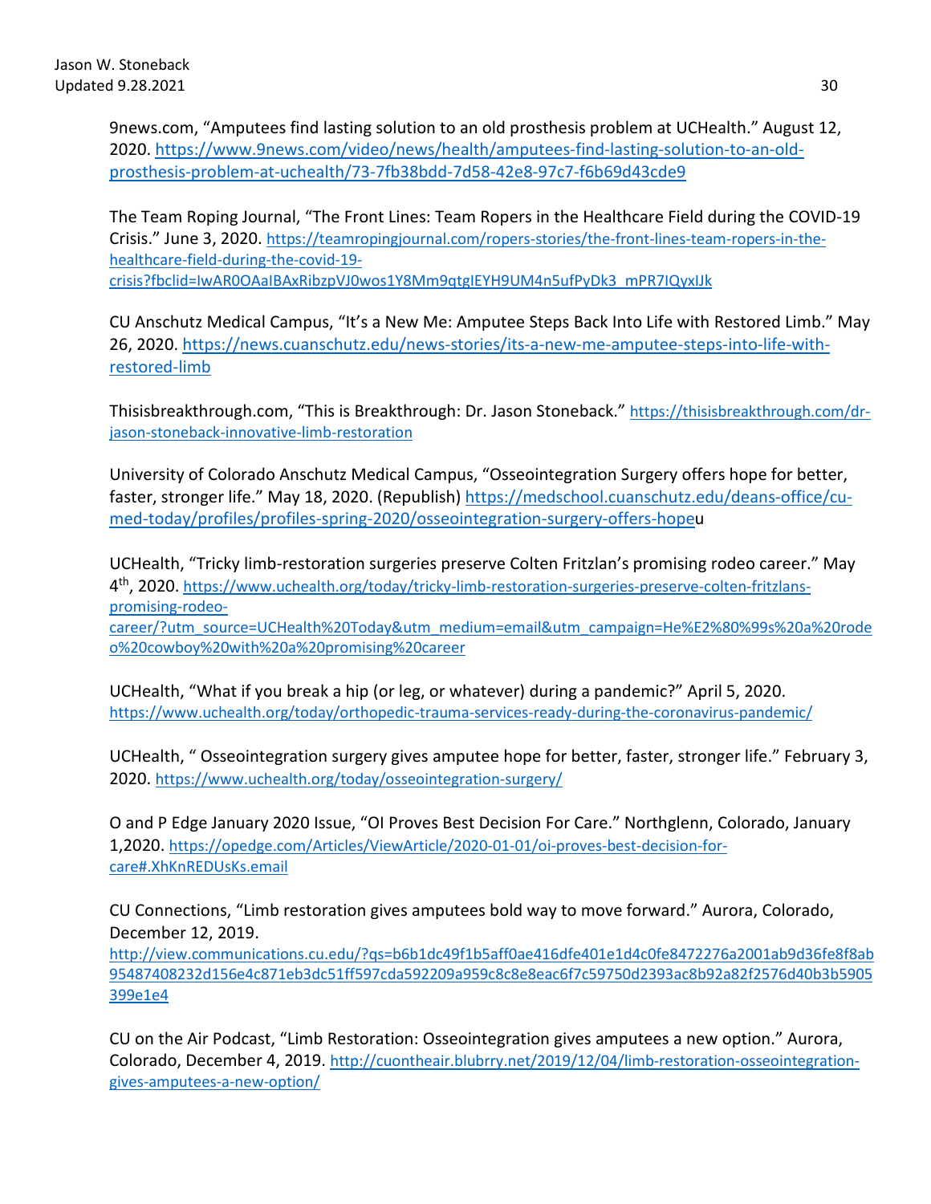9news.com, "Amputees find lasting solution to an old prosthesis problem at UCHealth." August 12, 2020. https://www.9news.com/video/news/health/amputees-find-lasting-solution-to-an-old-prosthesis-problem-at-uchealth/73-7fb38bdd-7d58-42e8-97c7-f6b69d43cde9

The Team Roping Journal, "The Front Lines: Team Ropers in the Healthcare Field during the COVID-19 Crisis." June 3, 2020. https://teamropingjournal.com/ropers-stories/the-front-lines-team-ropers-in-the-healthcare-field-during-the-covid-19-crisis?fbclid=IwAR0OAaIBAxRibzpVJ0wos1Y8Mm9qtgIEYH9UM4n5ufPyDk3_mPR7IQyxIJk

CU Anschutz Medical Campus, "It's a New Me: Amputee Steps Back Into Life with Restored Limb." May 26, 2020. https://news.cuanschutz.edu/news-stories/its-a-new-me-amputee-steps-into-life-with-restored-limb

Thisisbreakthrough.com, "This is Breakthrough: Dr. Jason Stoneback." https://thisisbreakthrough.com/dr-jason-stoneback-innovative-limb-restoration

University of Colorado Anschutz Medical Campus, "Osseointegration Surgery offers hope for better, faster, stronger life." May 18, 2020. (Republish) https://medschool.cuanschutz.edu/deans-office/cu-med-today/profiles/profiles-spring-2020/osseointegration-surgery-offers-hopeu

UCHealth, "Tricky limb-restoration surgeries preserve Colten Fritzlan's promising rodeo career." May 4th, 2020. https://www.uchealth.org/today/tricky-limb-restoration-surgeries-preserve-colten-fritzlans-promising-rodeo-career/?utm_source=UCHealth%20Today&utm_medium=email&utm_campaign=He%E2%80%99s%20a%20rodeo%20cowboy%20with%20a%20promising%20career

UCHealth, "What if you break a hip (or leg, or whatever) during a pandemic?" April 5, 2020. https://www.uchealth.org/today/orthopedic-trauma-services-ready-during-the-coronavirus-pandemic/

UCHealth, " Osseointegration surgery gives amputee hope for better, faster, stronger life." February 3, 2020. https://www.uchealth.org/today/osseointegration-surgery/

O and P Edge January 2020 Issue, "OI Proves Best Decision For Care." Northglenn, Colorado, January 1,2020. https://opedge.com/Articles/ViewArticle/2020-01-01/oi-proves-best-decision-for-care#.XhKnREDUsKs.email

CU Connections, "Limb restoration gives amputees bold way to move forward." Aurora, Colorado, December 12, 2019. http://view.communications.cu.edu/?qs=b6b1dc49f1b5aff0ae416dfe401e1d4c0fe8472276a2001ab9d36fe8f8ab95487408232d156e4c871eb3dc51ff597cda592209a959c8c8e8eac6f7c59750d2393ac8b92a82f2576d40b3b5905399e1e4

CU on the Air Podcast, "Limb Restoration: Osseointegration gives amputees a new option." Aurora, Colorado, December 4, 2019. http://cuontheair.blubrry.net/2019/12/04/limb-restoration-osseointegration-gives-amputees-a-new-option/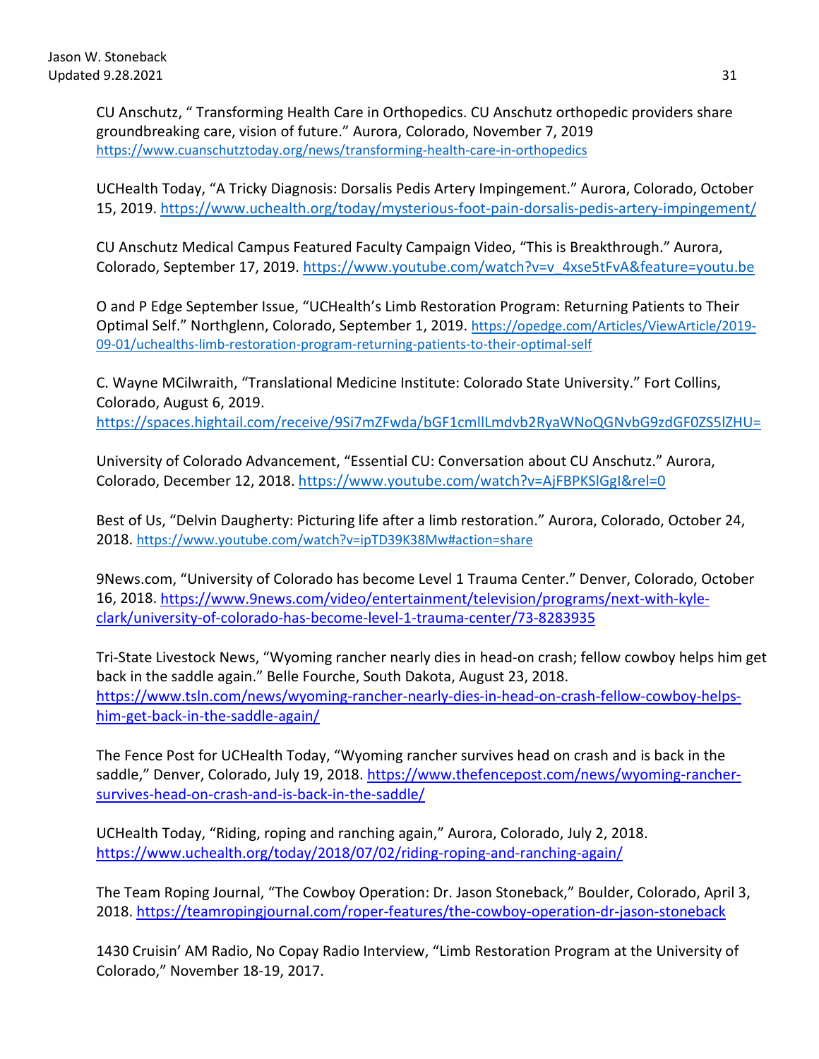CU Anschutz, " Transforming Health Care in Orthopedics. CU Anschutz orthopedic providers share groundbreaking care, vision of future." Aurora, Colorado, November 7, 2019 https://www.cuanschutztoday.org/news/transforming-health-care-in-orthopedics

UCHealth Today, "A Tricky Diagnosis: Dorsalis Pedis Artery Impingement." Aurora, Colorado, October 15, 2019. https://www.uchealth.org/today/mysterious-foot-pain-dorsalis-pedis-artery-impingement/

CU Anschutz Medical Campus Featured Faculty Campaign Video, "This is Breakthrough." Aurora, Colorado, September 17, 2019. https://www.youtube.com/watch?v=v_4xse5tFvA&feature=youtu.be

O and P Edge September Issue, "UCHealth's Limb Restoration Program: Returning Patients to Their Optimal Self." Northglenn, Colorado, September 1, 2019. https://opedge.com/Articles/ViewArticle/2019-09-01/uchealths-limb-restoration-program-returning-patients-to-their-optimal-self

C. Wayne MCilwraith, "Translational Medicine Institute: Colorado State University." Fort Collins, Colorado, August 6, 2019. https://spaces.hightail.com/receive/9Si7mZFwda/bGF1cmllLmdvb2RyaWNoQGNvbG9zdGF0ZS5lZHU=

University of Colorado Advancement, "Essential CU: Conversation about CU Anschutz." Aurora, Colorado, December 12, 2018. https://www.youtube.com/watch?v=AjFBPKSlGgI&rel=0

Best of Us, "Delvin Daugherty: Picturing life after a limb restoration." Aurora, Colorado, October 24, 2018. https://www.youtube.com/watch?v=ipTD39K38Mw#action=share

9News.com, "University of Colorado has become Level 1 Trauma Center." Denver, Colorado, October 16, 2018. https://www.9news.com/video/entertainment/television/programs/next-with-kyle-clark/university-of-colorado-has-become-level-1-trauma-center/73-8283935

Tri-State Livestock News, "Wyoming rancher nearly dies in head-on crash; fellow cowboy helps him get back in the saddle again." Belle Fourche, South Dakota, August 23, 2018. https://www.tsln.com/news/wyoming-rancher-nearly-dies-in-head-on-crash-fellow-cowboy-helps-him-get-back-in-the-saddle-again/

The Fence Post for UCHealth Today, "Wyoming rancher survives head on crash and is back in the saddle," Denver, Colorado, July 19, 2018. https://www.thefencepost.com/news/wyoming-rancher-survives-head-on-crash-and-is-back-in-the-saddle/

UCHealth Today, "Riding, roping and ranching again," Aurora, Colorado, July 2, 2018. https://www.uchealth.org/today/2018/07/02/riding-roping-and-ranching-again/

The Team Roping Journal, "The Cowboy Operation: Dr. Jason Stoneback," Boulder, Colorado, April 3, 2018. https://teamropingjournal.com/roper-features/the-cowboy-operation-dr-jason-stoneback

1430 Cruisin' AM Radio, No Copay Radio Interview, "Limb Restoration Program at the University of Colorado," November 18-19, 2017.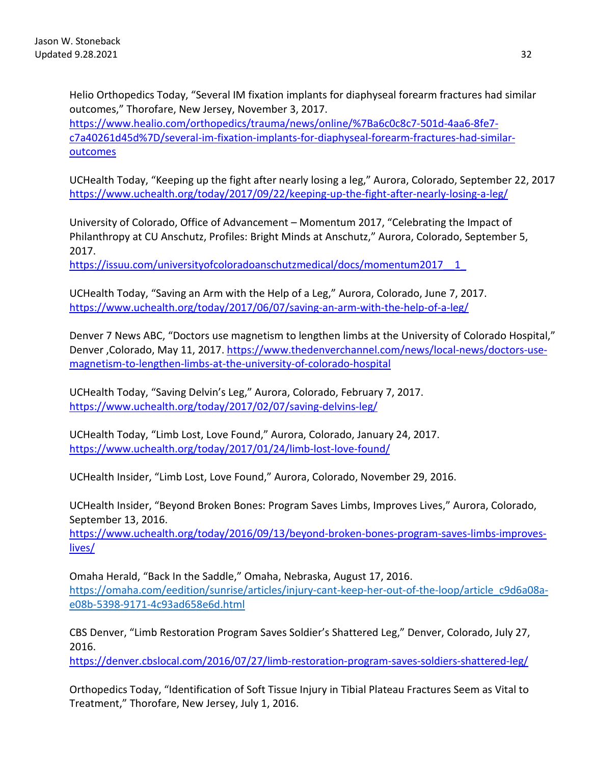Helio Orthopedics Today, “Several IM fixation implants for diaphyseal forearm fractures had similar outcomes,” Thorofare, New Jersey, November 3, 2017. https://www.healio.com/orthopedics/trauma/news/online/%7Ba6c0c8c7-501d-4aa6-8fe7-c7a40261d45d%7D/several-im-fixation-implants-for-diaphyseal-forearm-fractures-had-similar-outcomes

UCHealth Today, “Keeping up the fight after nearly losing a leg,” Aurora, Colorado, September 22, 2017 https://www.uchealth.org/today/2017/09/22/keeping-up-the-fight-after-nearly-losing-a-leg/

University of Colorado, Office of Advancement – Momentum 2017, “Celebrating the Impact of Philanthropy at CU Anschutz, Profiles: Bright Minds at Anschutz,” Aurora, Colorado, September 5, 2017. https://issuu.com/universityofcoloradoanschutzmedical/docs/momentum2017__1_

UCHealth Today, “Saving an Arm with the Help of a Leg,” Aurora, Colorado, June 7, 2017. https://www.uchealth.org/today/2017/06/07/saving-an-arm-with-the-help-of-a-leg/

Denver 7 News ABC, “Doctors use magnetism to lengthen limbs at the University of Colorado Hospital,” Denver ,Colorado, May 11, 2017. https://www.thedenverchannel.com/news/local-news/doctors-use-magnetism-to-lengthen-limbs-at-the-university-of-colorado-hospital

UCHealth Today, “Saving Delvin's Leg,” Aurora, Colorado, February 7, 2017. https://www.uchealth.org/today/2017/02/07/saving-delvins-leg/

UCHealth Today, “Limb Lost, Love Found,” Aurora, Colorado, January 24, 2017. https://www.uchealth.org/today/2017/01/24/limb-lost-love-found/

UCHealth Insider, “Limb Lost, Love Found,” Aurora, Colorado, November 29, 2016.

UCHealth Insider, “Beyond Broken Bones: Program Saves Limbs, Improves Lives,” Aurora, Colorado, September 13, 2016. https://www.uchealth.org/today/2016/09/13/beyond-broken-bones-program-saves-limbs-improves-lives/

Omaha Herald, “Back In the Saddle,” Omaha, Nebraska, August 17, 2016. https://omaha.com/eedition/sunrise/articles/injury-cant-keep-her-out-of-the-loop/article_c9d6a08a-e08b-5398-9171-4c93ad658e6d.html

CBS Denver, “Limb Restoration Program Saves Soldier's Shattered Leg,” Denver, Colorado, July 27, 2016. https://denver.cbslocal.com/2016/07/27/limb-restoration-program-saves-soldiers-shattered-leg/

Orthopedics Today, “Identification of Soft Tissue Injury in Tibial Plateau Fractures Seem as Vital to Treatment,” Thorofare, New Jersey, July 1, 2016.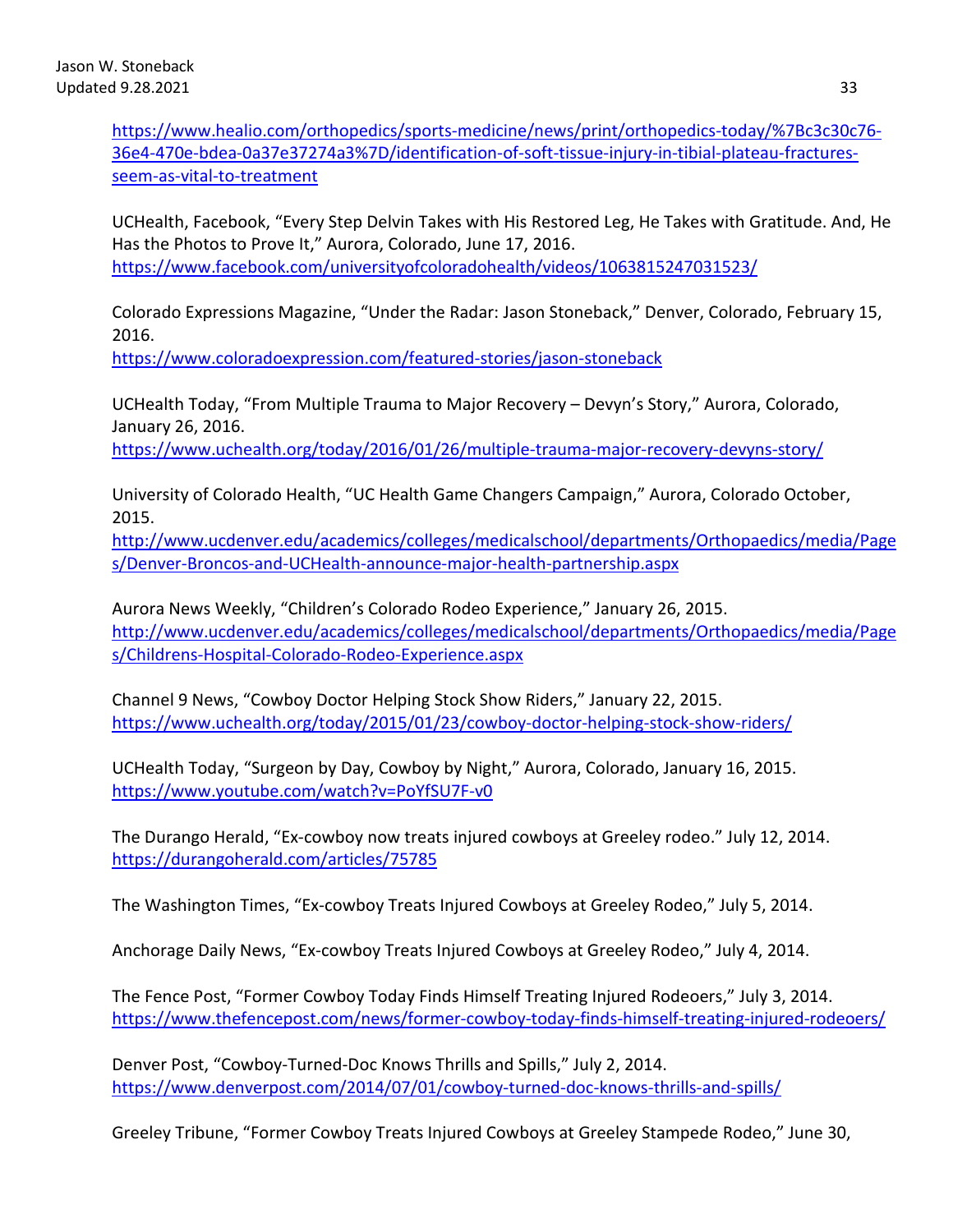https://www.healio.com/orthopedics/sports-medicine/news/print/orthopedics-today/%7Bc3c30c76-36e4-470e-bdea-0a37e37274a3%7D/identification-of-soft-tissue-injury-in-tibial-plateau-fractures-seem-as-vital-to-treatment

UCHealth, Facebook, "Every Step Delvin Takes with His Restored Leg, He Takes with Gratitude. And, He Has the Photos to Prove It," Aurora, Colorado, June 17, 2016.
https://www.facebook.com/universityofcoloradohealth/videos/1063815247031523/

Colorado Expressions Magazine, "Under the Radar: Jason Stoneback," Denver, Colorado, February 15, 2016.
https://www.coloradoexpression.com/featured-stories/jason-stoneback

UCHealth Today, "From Multiple Trauma to Major Recovery – Devyn's Story," Aurora, Colorado, January 26, 2016.
https://www.uchealth.org/today/2016/01/26/multiple-trauma-major-recovery-devyns-story/

University of Colorado Health, "UC Health Game Changers Campaign," Aurora, Colorado October, 2015.
http://www.ucdenver.edu/academics/colleges/medicalschool/departments/Orthopaedics/media/Pages/Denver-Broncos-and-UCHealth-announce-major-health-partnership.aspx

Aurora News Weekly, "Children's Colorado Rodeo Experience," January 26, 2015.
http://www.ucdenver.edu/academics/colleges/medicalschool/departments/Orthopaedics/media/Pages/Childrens-Hospital-Colorado-Rodeo-Experience.aspx

Channel 9 News, "Cowboy Doctor Helping Stock Show Riders," January 22, 2015.
https://www.uchealth.org/today/2015/01/23/cowboy-doctor-helping-stock-show-riders/

UCHealth Today, "Surgeon by Day, Cowboy by Night," Aurora, Colorado, January 16, 2015.
https://www.youtube.com/watch?v=PoYfSU7F-v0

The Durango Herald, "Ex-cowboy now treats injured cowboys at Greeley rodeo." July 12, 2014.
https://durangoherald.com/articles/75785

The Washington Times, "Ex-cowboy Treats Injured Cowboys at Greeley Rodeo," July 5, 2014.

Anchorage Daily News, "Ex-cowboy Treats Injured Cowboys at Greeley Rodeo," July 4, 2014.

The Fence Post, "Former Cowboy Today Finds Himself Treating Injured Rodeoers," July 3, 2014.
https://www.thefencepost.com/news/former-cowboy-today-finds-himself-treating-injured-rodeoers/

Denver Post, "Cowboy-Turned-Doc Knows Thrills and Spills," July 2, 2014.
https://www.denverpost.com/2014/07/01/cowboy-turned-doc-knows-thrills-and-spills/

Greeley Tribune, "Former Cowboy Treats Injured Cowboys at Greeley Stampede Rodeo," June 30,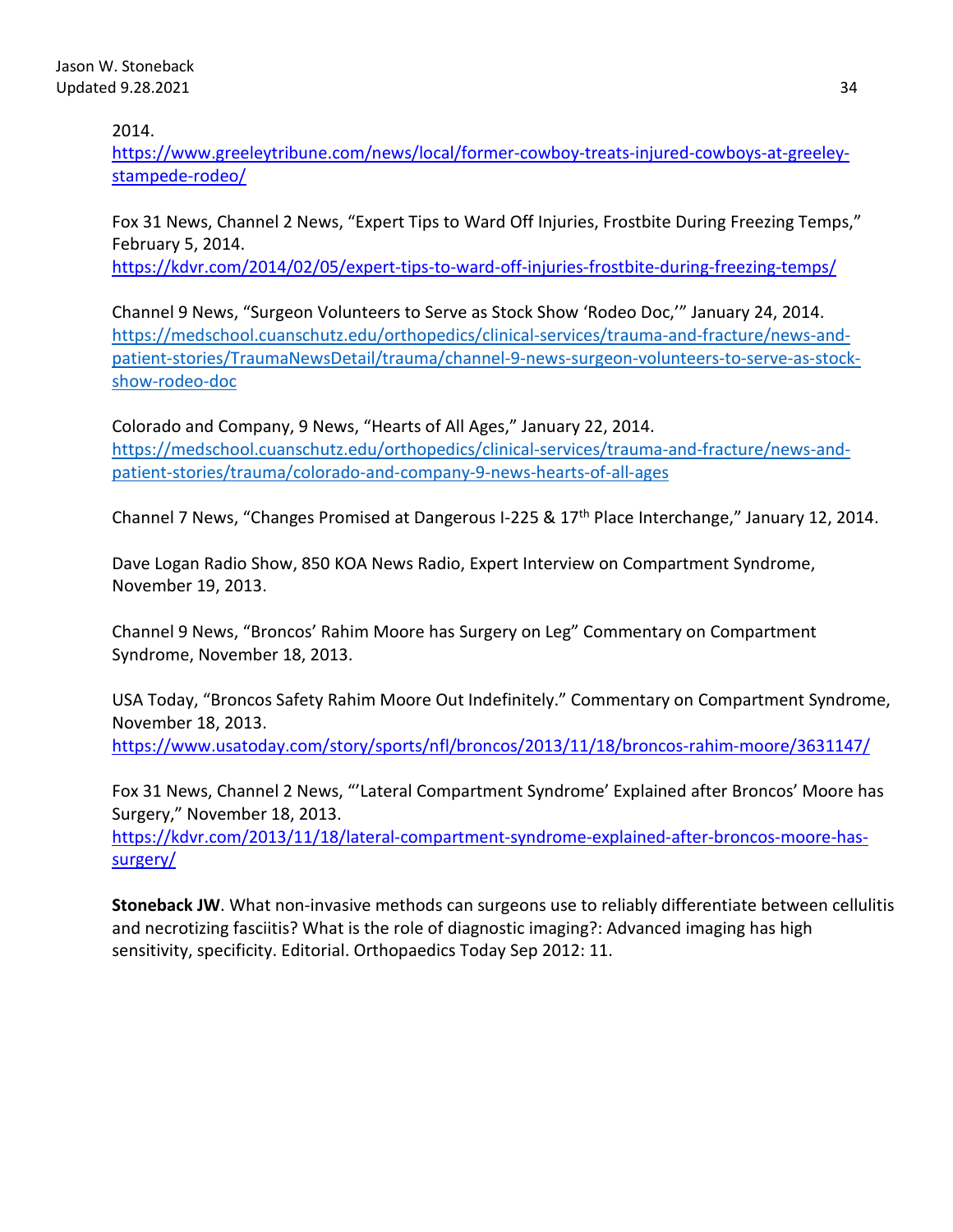2014.
https://www.greeleytribune.com/news/local/former-cowboy-treats-injured-cowboys-at-greeley-stampede-rodeo/

Fox 31 News, Channel 2 News, "Expert Tips to Ward Off Injuries, Frostbite During Freezing Temps," February 5, 2014.
https://kdvr.com/2014/02/05/expert-tips-to-ward-off-injuries-frostbite-during-freezing-temps/

Channel 9 News, "Surgeon Volunteers to Serve as Stock Show 'Rodeo Doc,'" January 24, 2014.
https://medschool.cuanschutz.edu/orthopedics/clinical-services/trauma-and-fracture/news-and-patient-stories/TraumaNewsDetail/trauma/channel-9-news-surgeon-volunteers-to-serve-as-stock-show-rodeo-doc

Colorado and Company, 9 News, "Hearts of All Ages," January 22, 2014.
https://medschool.cuanschutz.edu/orthopedics/clinical-services/trauma-and-fracture/news-and-patient-stories/trauma/colorado-and-company-9-news-hearts-of-all-ages

Channel 7 News, "Changes Promised at Dangerous I-225 & 17th Place Interchange," January 12, 2014.

Dave Logan Radio Show, 850 KOA News Radio, Expert Interview on Compartment Syndrome, November 19, 2013.

Channel 9 News, "Broncos' Rahim Moore has Surgery on Leg" Commentary on Compartment Syndrome, November 18, 2013.

USA Today, "Broncos Safety Rahim Moore Out Indefinitely." Commentary on Compartment Syndrome, November 18, 2013.
https://www.usatoday.com/story/sports/nfl/broncos/2013/11/18/broncos-rahim-moore/3631147/

Fox 31 News, Channel 2 News, "'Lateral Compartment Syndrome' Explained after Broncos' Moore has Surgery," November 18, 2013.
https://kdvr.com/2013/11/18/lateral-compartment-syndrome-explained-after-broncos-moore-has-surgery/

**Stoneback JW**. What non-invasive methods can surgeons use to reliably differentiate between cellulitis and necrotizing fasciitis? What is the role of diagnostic imaging?: Advanced imaging has high sensitivity, specificity. Editorial. Orthopaedics Today Sep 2012: 11.